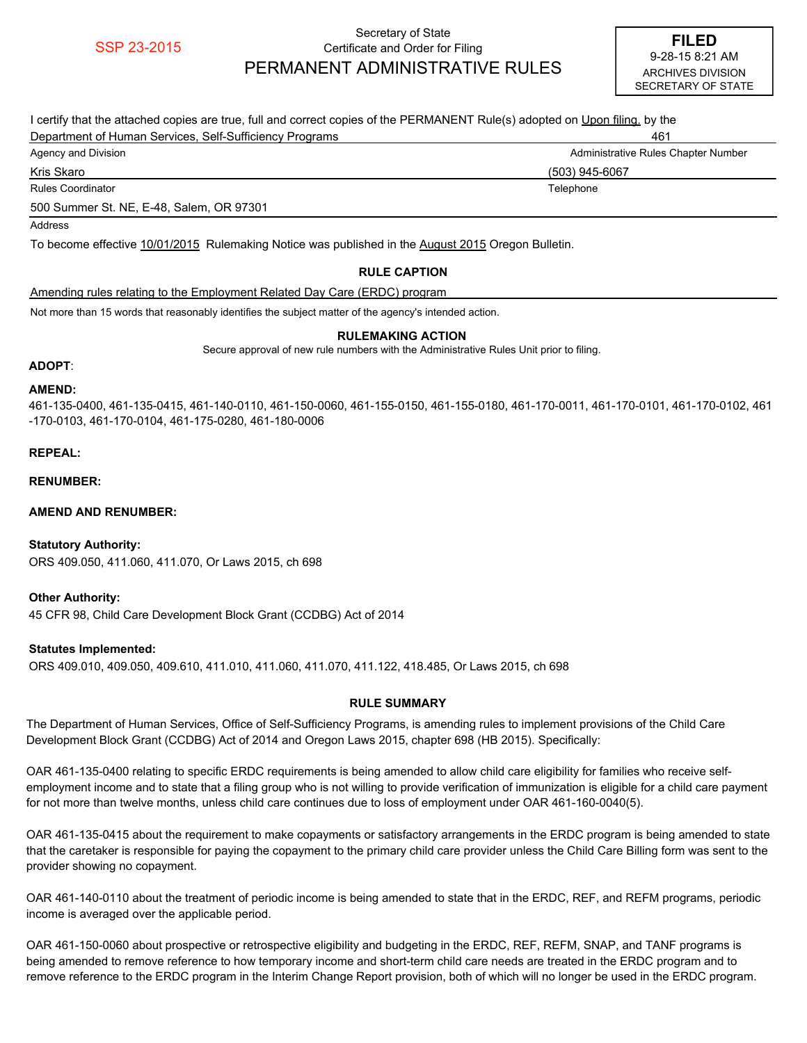SSP 23-2015

Secretary of State
Certificate and Order for Filing

# PERMANENT ADMINISTRATIVE RULES

**FILED**
9-28-15 8:21 AM
ARCHIVES DIVISION
SECRETARY OF STATE

I certify that the attached copies are true, full and correct copies of the PERMANENT Rule(s) adopted on Upon filing. by the

Department of Human Services, Self-Sufficiency Programs — 461
Agency and Division — Administrative Rules Chapter Number

Kris Skaro — (503) 945-6067
Rules Coordinator — Telephone

500 Summer St. NE, E-48, Salem, OR 97301
Address

To become effective 10/01/2015 Rulemaking Notice was published in the August 2015 Oregon Bulletin.

### RULE CAPTION

Amending rules relating to the Employment Related Day Care (ERDC) program

Not more than 15 words that reasonably identifies the subject matter of the agency's intended action.

### RULEMAKING ACTION

Secure approval of new rule numbers with the Administrative Rules Unit prior to filing.

**ADOPT**:

**AMEND:**
461-135-0400, 461-135-0415, 461-140-0110, 461-150-0060, 461-155-0150, 461-155-0180, 461-170-0011, 461-170-0101, 461-170-0102, 461-170-0103, 461-170-0104, 461-175-0280, 461-180-0006

**REPEAL:**

**RENUMBER:**

**AMEND AND RENUMBER:**

**Statutory Authority:**
ORS 409.050, 411.060, 411.070, Or Laws 2015, ch 698

**Other Authority:**
45 CFR 98, Child Care Development Block Grant (CCDBG) Act of 2014

**Statutes Implemented:**
ORS 409.010, 409.050, 409.610, 411.010, 411.060, 411.070, 411.122, 418.485, Or Laws 2015, ch 698

### RULE SUMMARY

The Department of Human Services, Office of Self-Sufficiency Programs, is amending rules to implement provisions of the Child Care Development Block Grant (CCDBG) Act of 2014 and Oregon Laws 2015, chapter 698 (HB 2015). Specifically:

OAR 461-135-0400 relating to specific ERDC requirements is being amended to allow child care eligibility for families who receive self-employment income and to state that a filing group who is not willing to provide verification of immunization is eligible for a child care payment for not more than twelve months, unless child care continues due to loss of employment under OAR 461-160-0040(5).

OAR 461-135-0415 about the requirement to make copayments or satisfactory arrangements in the ERDC program is being amended to state that the caretaker is responsible for paying the copayment to the primary child care provider unless the Child Care Billing form was sent to the provider showing no copayment.

OAR 461-140-0110 about the treatment of periodic income is being amended to state that in the ERDC, REF, and REFM programs, periodic income is averaged over the applicable period.

OAR 461-150-0060 about prospective or retrospective eligibility and budgeting in the ERDC, REF, REFM, SNAP, and TANF programs is being amended to remove reference to how temporary income and short-term child care needs are treated in the ERDC program and to remove reference to the ERDC program in the Interim Change Report provision, both of which will no longer be used in the ERDC program.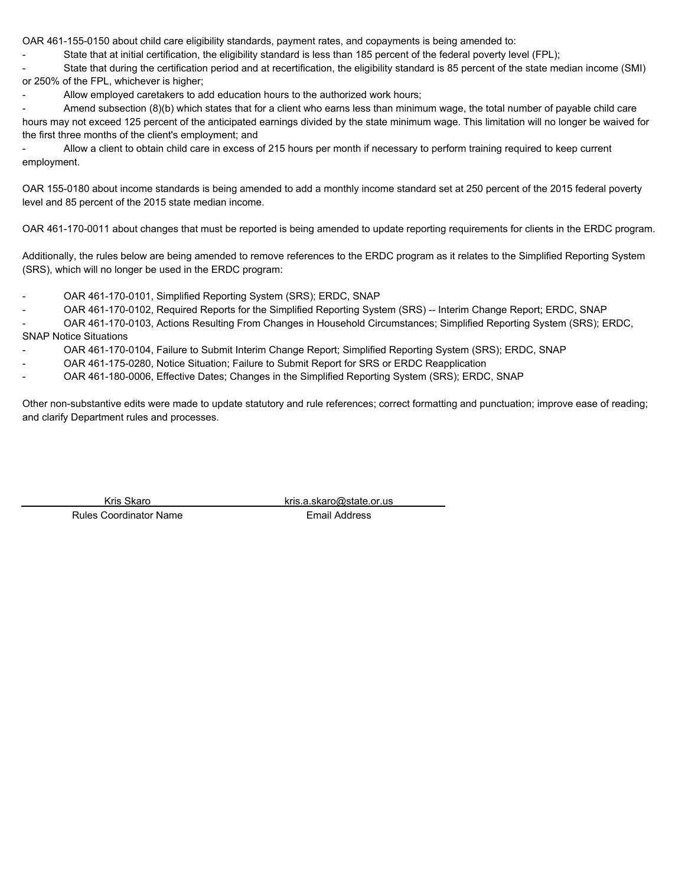OAR 461-155-0150 about child care eligibility standards, payment rates, and copayments is being amended to:

- State that at initial certification, the eligibility standard is less than 185 percent of the federal poverty level (FPL);
- State that during the certification period and at recertification, the eligibility standard is 85 percent of the state median income (SMI) or 250% of the FPL, whichever is higher;
- Allow employed caretakers to add education hours to the authorized work hours;
- Amend subsection (8)(b) which states that for a client who earns less than minimum wage, the total number of payable child care hours may not exceed 125 percent of the anticipated earnings divided by the state minimum wage. This limitation will no longer be waived for the first three months of the client's employment; and
- Allow a client to obtain child care in excess of 215 hours per month if necessary to perform training required to keep current employment.

OAR 155-0180 about income standards is being amended to add a monthly income standard set at 250 percent of the 2015 federal poverty level and 85 percent of the 2015 state median income.

OAR 461-170-0011 about changes that must be reported is being amended to update reporting requirements for clients in the ERDC program.

Additionally, the rules below are being amended to remove references to the ERDC program as it relates to the Simplified Reporting System (SRS), which will no longer be used in the ERDC program:

- OAR 461-170-0101, Simplified Reporting System (SRS); ERDC, SNAP
- OAR 461-170-0102, Required Reports for the Simplified Reporting System (SRS) -- Interim Change Report; ERDC, SNAP
- OAR 461-170-0103, Actions Resulting From Changes in Household Circumstances; Simplified Reporting System (SRS); ERDC, SNAP Notice Situations
- OAR 461-170-0104, Failure to Submit Interim Change Report; Simplified Reporting System (SRS); ERDC, SNAP
- OAR 461-175-0280, Notice Situation; Failure to Submit Report for SRS or ERDC Reapplication
- OAR 461-180-0006, Effective Dates; Changes in the Simplified Reporting System (SRS); ERDC, SNAP

Other non-substantive edits were made to update statutory and rule references; correct formatting and punctuation; improve ease of reading; and clarify Department rules and processes.

| Kris Skaro | kris.a.skaro@state.or.us |
|---|---|
| Rules Coordinator Name | Email Address |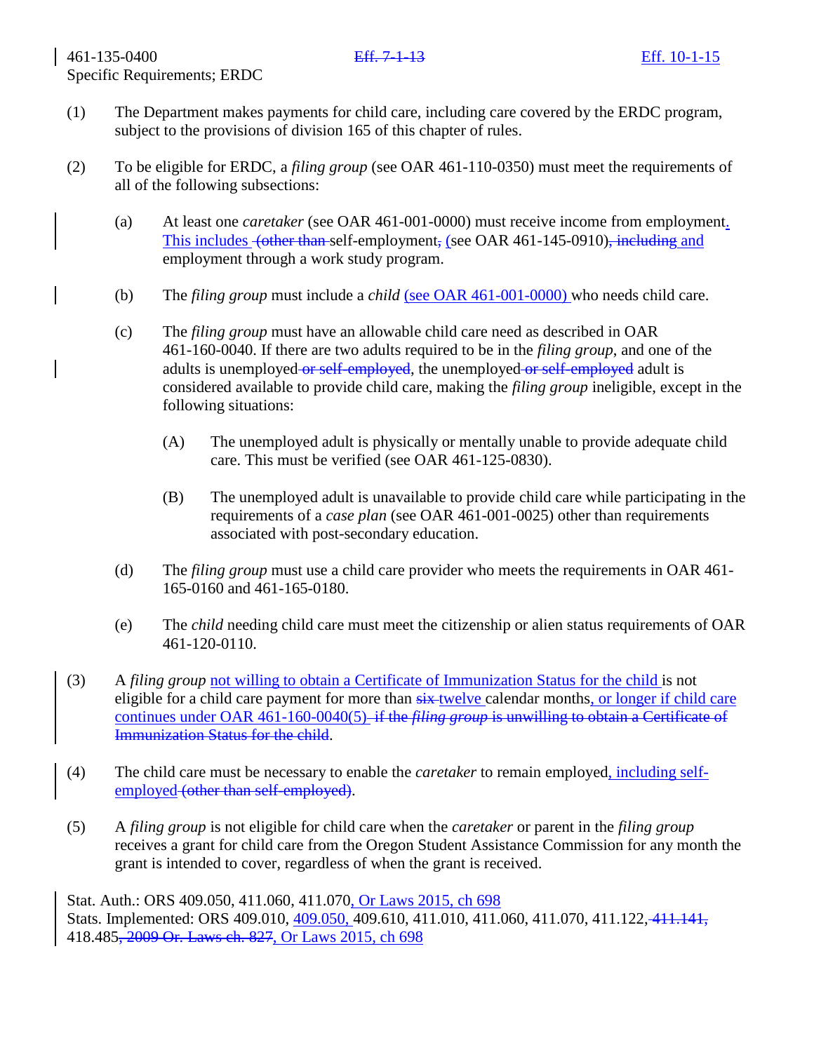461-135-0400 ~~Eff. 7-1-13~~ <u>Eff. 10-1-15</u>
Specific Requirements; ERDC

(1) The Department makes payments for child care, including care covered by the ERDC program, subject to the provisions of division 165 of this chapter of rules.

(2) To be eligible for ERDC, a *filing group* (see OAR 461-110-0350) must meet the requirements of all of the following subsections:

   (a) At least one *caretaker* (see OAR 461-001-0000) must receive income from employment<u>. This includes</u> ~~(other than~~ self-employment~~,~~ <u>(</u>see OAR 461-145-0910)~~, including~~ <u>and</u> employment through a work study program.

   (b) The *filing group* must include a *child* <u>(see OAR 461-001-0000)</u> who needs child care.

   (c) The *filing group* must have an allowable child care need as described in OAR 461-160-0040. If there are two adults required to be in the *filing group*, and one of the adults is unemployed ~~or self-employed~~, the unemployed ~~or self-employed~~ adult is considered available to provide child care, making the *filing group* ineligible, except in the following situations:

      (A) The unemployed adult is physically or mentally unable to provide adequate child care. This must be verified (see OAR 461-125-0830).

      (B) The unemployed adult is unavailable to provide child care while participating in the requirements of a *case plan* (see OAR 461-001-0025) other than requirements associated with post-secondary education.

   (d) The *filing group* must use a child care provider who meets the requirements in OAR 461-165-0160 and 461-165-0180.

   (e) The *child* needing child care must meet the citizenship or alien status requirements of OAR 461-120-0110.

(3) A *filing group* <u>not willing to obtain a Certificate of Immunization Status for the child</u> is not eligible for a child care payment for more than ~~six~~ <u>twelve</u> calendar months<u>, or longer if child care continues under OAR 461-160-0040(5)</u> ~~if the *filing group* is unwilling to obtain a Certificate of Immunization Status for the child~~.

(4) The child care must be necessary to enable the *caretaker* to remain employed<u>, including self-employed</u> ~~(other than self-employed)~~.

(5) A *filing group* is not eligible for child care when the *caretaker* or parent in the *filing group* receives a grant for child care from the Oregon Student Assistance Commission for any month the grant is intended to cover, regardless of when the grant is received.

Stat. Auth.: ORS 409.050, 411.060, 411.070<u>, Or Laws 2015, ch 698</u>
Stats. Implemented: ORS 409.010, <u>409.050,</u> 409.610, 411.010, 411.060, 411.070, 411.122, ~~411.141,~~ 418.485~~, 2009 Or. Laws ch. 827~~<u>, Or Laws 2015, ch 698</u>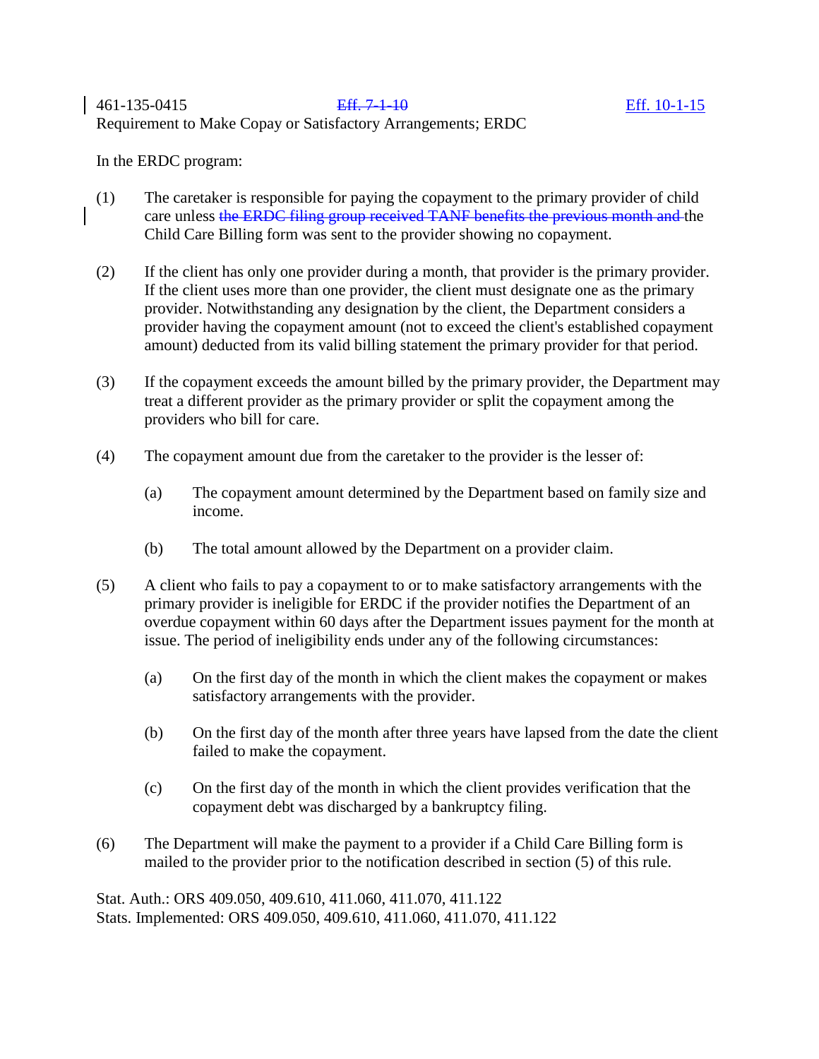461-135-0415 ~~Eff. 7-1-10~~ Eff. 10-1-15
Requirement to Make Copay or Satisfactory Arrangements; ERDC

In the ERDC program:

(1) The caretaker is responsible for paying the copayment to the primary provider of child care unless ~~the ERDC filing group received TANF benefits the previous month and~~ the Child Care Billing form was sent to the provider showing no copayment.

(2) If the client has only one provider during a month, that provider is the primary provider. If the client uses more than one provider, the client must designate one as the primary provider. Notwithstanding any designation by the client, the Department considers a provider having the copayment amount (not to exceed the client's established copayment amount) deducted from its valid billing statement the primary provider for that period.

(3) If the copayment exceeds the amount billed by the primary provider, the Department may treat a different provider as the primary provider or split the copayment among the providers who bill for care.

(4) The copayment amount due from the caretaker to the provider is the lesser of:

(a) The copayment amount determined by the Department based on family size and income.

(b) The total amount allowed by the Department on a provider claim.

(5) A client who fails to pay a copayment to or to make satisfactory arrangements with the primary provider is ineligible for ERDC if the provider notifies the Department of an overdue copayment within 60 days after the Department issues payment for the month at issue. The period of ineligibility ends under any of the following circumstances:

(a) On the first day of the month in which the client makes the copayment or makes satisfactory arrangements with the provider.

(b) On the first day of the month after three years have lapsed from the date the client failed to make the copayment.

(c) On the first day of the month in which the client provides verification that the copayment debt was discharged by a bankruptcy filing.

(6) The Department will make the payment to a provider if a Child Care Billing form is mailed to the provider prior to the notification described in section (5) of this rule.

Stat. Auth.: ORS 409.050, 409.610, 411.060, 411.070, 411.122
Stats. Implemented: ORS 409.050, 409.610, 411.060, 411.070, 411.122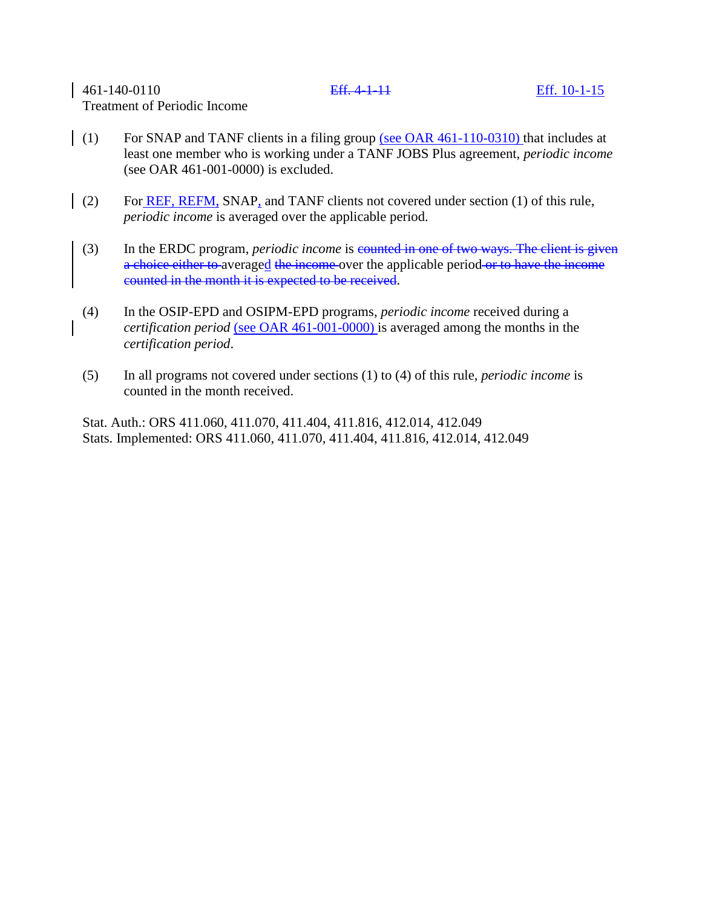461-140-0110 ~~Eff. 4-1-11~~ Eff. 10-1-15
Treatment of Periodic Income

(1) For SNAP and TANF clients in a filing group (see OAR 461-110-0310) that includes at least one member who is working under a TANF JOBS Plus agreement, *periodic income* (see OAR 461-001-0000) is excluded.

(2) For REF, REFM, SNAP, and TANF clients not covered under section (1) of this rule, *periodic income* is averaged over the applicable period.

(3) In the ERDC program, *periodic income* is ~~counted in one of two ways. The client is given a choice either to~~ averaged ~~the income~~ over the applicable period ~~or to have the income counted in the month it is expected to be received~~.

(4) In the OSIP-EPD and OSIPM-EPD programs, *periodic income* received during a *certification period* (see OAR 461-001-0000) is averaged among the months in the *certification period*.

(5) In all programs not covered under sections (1) to (4) of this rule, *periodic income* is counted in the month received.

Stat. Auth.: ORS 411.060, 411.070, 411.404, 411.816, 412.014, 412.049
Stats. Implemented: ORS 411.060, 411.070, 411.404, 411.816, 412.014, 412.049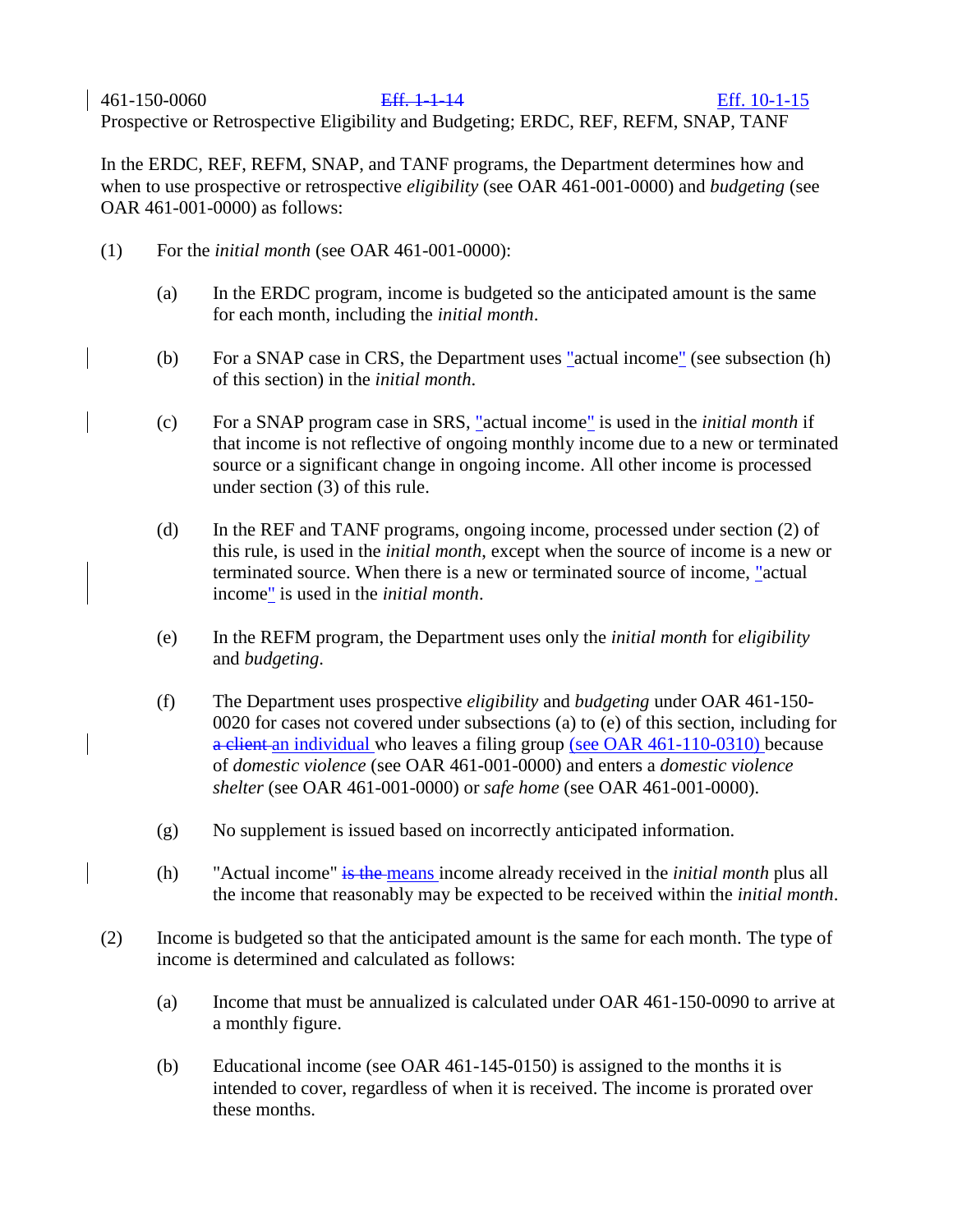461-150-0060 ~~Eff. 1-1-14~~ Eff. 10-1-15

Prospective or Retrospective Eligibility and Budgeting; ERDC, REF, REFM, SNAP, TANF

In the ERDC, REF, REFM, SNAP, and TANF programs, the Department determines how and when to use prospective or retrospective *eligibility* (see OAR 461-001-0000) and *budgeting* (see OAR 461-001-0000) as follows:

(1) For the *initial month* (see OAR 461-001-0000):

(a) In the ERDC program, income is budgeted so the anticipated amount is the same for each month, including the *initial month*.

(b) For a SNAP case in CRS, the Department uses "actual income" (see subsection (h) of this section) in the *initial month*.

(c) For a SNAP program case in SRS, "actual income" is used in the *initial month* if that income is not reflective of ongoing monthly income due to a new or terminated source or a significant change in ongoing income. All other income is processed under section (3) of this rule.

(d) In the REF and TANF programs, ongoing income, processed under section (2) of this rule, is used in the *initial month*, except when the source of income is a new or terminated source. When there is a new or terminated source of income, "actual income" is used in the *initial month*.

(e) In the REFM program, the Department uses only the *initial month* for *eligibility* and *budgeting*.

(f) The Department uses prospective *eligibility* and *budgeting* under OAR 461-150-0020 for cases not covered under subsections (a) to (e) of this section, including for ~~a client~~ an individual who leaves a filing group (see OAR 461-110-0310) because of *domestic violence* (see OAR 461-001-0000) and enters a *domestic violence shelter* (see OAR 461-001-0000) or *safe home* (see OAR 461-001-0000).

(g) No supplement is issued based on incorrectly anticipated information.

(h) "Actual income" ~~is the~~ means income already received in the *initial month* plus all the income that reasonably may be expected to be received within the *initial month*.

(2) Income is budgeted so that the anticipated amount is the same for each month. The type of income is determined and calculated as follows:

(a) Income that must be annualized is calculated under OAR 461-150-0090 to arrive at a monthly figure.

(b) Educational income (see OAR 461-145-0150) is assigned to the months it is intended to cover, regardless of when it is received. The income is prorated over these months.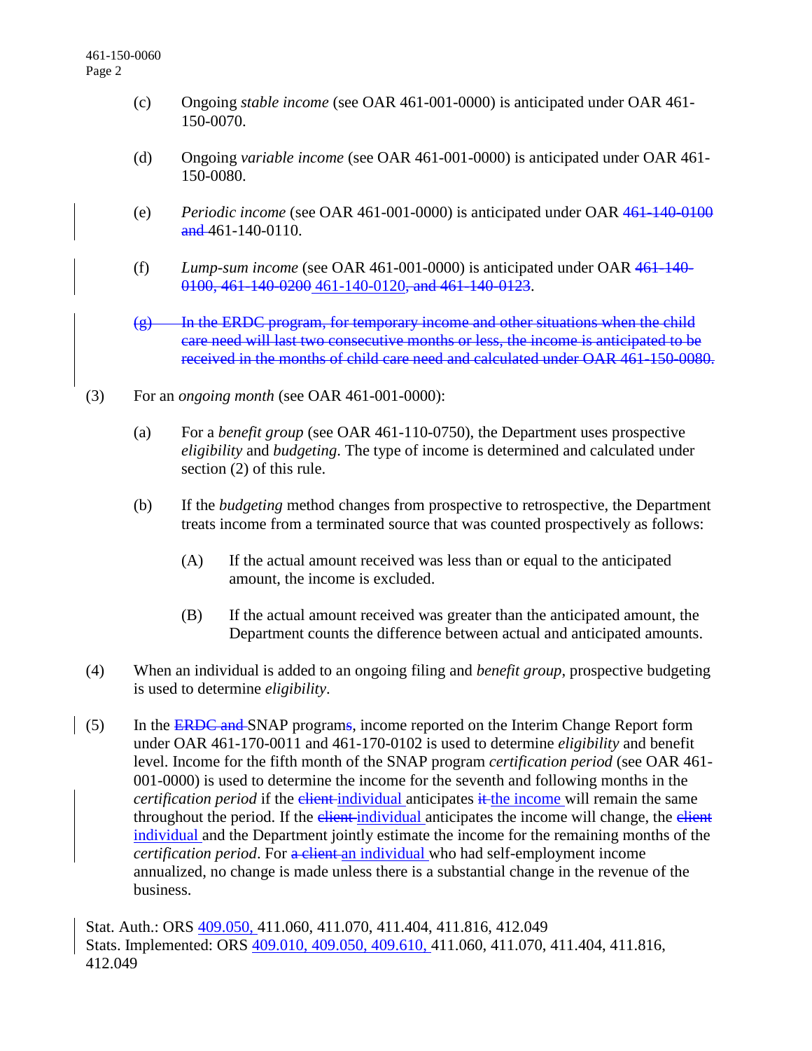(c) Ongoing *stable income* (see OAR 461-001-0000) is anticipated under OAR 461-150-0070.

(d) Ongoing *variable income* (see OAR 461-001-0000) is anticipated under OAR 461-150-0080.

(e) *Periodic income* (see OAR 461-001-0000) is anticipated under OAR ~~461-140-0100 and~~ 461-140-0110.

(f) *Lump-sum income* (see OAR 461-001-0000) is anticipated under OAR ~~461-140-0100, 461-140-0200~~ 461-140-0120~~, and 461-140-0123~~.

~~(g) In the ERDC program, for temporary income and other situations when the child care need will last two consecutive months or less, the income is anticipated to be received in the months of child care need and calculated under OAR 461-150-0080.~~

(3) For an *ongoing month* (see OAR 461-001-0000):

(a) For a *benefit group* (see OAR 461-110-0750), the Department uses prospective *eligibility* and *budgeting*. The type of income is determined and calculated under section (2) of this rule.

(b) If the *budgeting* method changes from prospective to retrospective, the Department treats income from a terminated source that was counted prospectively as follows:

(A) If the actual amount received was less than or equal to the anticipated amount, the income is excluded.

(B) If the actual amount received was greater than the anticipated amount, the Department counts the difference between actual and anticipated amounts.

(4) When an individual is added to an ongoing filing and *benefit group*, prospective budgeting is used to determine *eligibility*.

(5) In the ~~ERDC and~~ SNAP program~~s~~, income reported on the Interim Change Report form under OAR 461-170-0011 and 461-170-0102 is used to determine *eligibility* and benefit level. Income for the fifth month of the SNAP program *certification period* (see OAR 461-001-0000) is used to determine the income for the seventh and following months in the *certification period* if the ~~client~~ individual anticipates ~~it~~ the income will remain the same throughout the period. If the ~~client~~ individual anticipates the income will change, the ~~client~~ individual and the Department jointly estimate the income for the remaining months of the *certification period*. For ~~a client~~ an individual who had self-employment income annualized, no change is made unless there is a substantial change in the revenue of the business.

Stat. Auth.: ORS 409.050, 411.060, 411.070, 411.404, 411.816, 412.049
Stats. Implemented: ORS 409.010, 409.050, 409.610, 411.060, 411.070, 411.404, 411.816, 412.049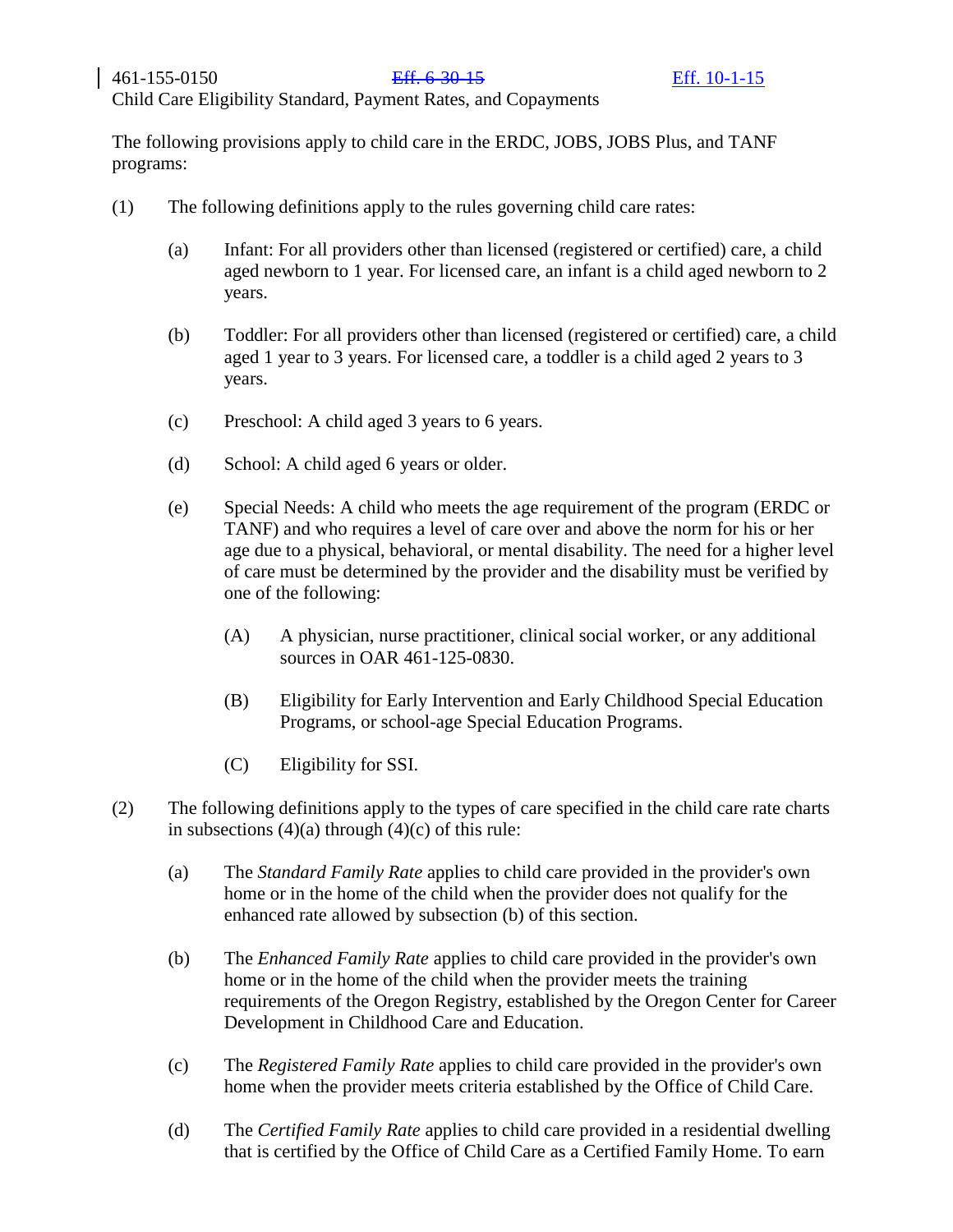461-155-0150 ~~Eff. 6-30-15~~ Eff. 10-1-15

Child Care Eligibility Standard, Payment Rates, and Copayments

The following provisions apply to child care in the ERDC, JOBS, JOBS Plus, and TANF programs:

(1) The following definitions apply to the rules governing child care rates:

(a) Infant: For all providers other than licensed (registered or certified) care, a child aged newborn to 1 year. For licensed care, an infant is a child aged newborn to 2 years.

(b) Toddler: For all providers other than licensed (registered or certified) care, a child aged 1 year to 3 years. For licensed care, a toddler is a child aged 2 years to 3 years.

(c) Preschool: A child aged 3 years to 6 years.

(d) School: A child aged 6 years or older.

(e) Special Needs: A child who meets the age requirement of the program (ERDC or TANF) and who requires a level of care over and above the norm for his or her age due to a physical, behavioral, or mental disability. The need for a higher level of care must be determined by the provider and the disability must be verified by one of the following:

(A) A physician, nurse practitioner, clinical social worker, or any additional sources in OAR 461-125-0830.

(B) Eligibility for Early Intervention and Early Childhood Special Education Programs, or school-age Special Education Programs.

(C) Eligibility for SSI.

(2) The following definitions apply to the types of care specified in the child care rate charts in subsections (4)(a) through (4)(c) of this rule:

(a) The *Standard Family Rate* applies to child care provided in the provider's own home or in the home of the child when the provider does not qualify for the enhanced rate allowed by subsection (b) of this section.

(b) The *Enhanced Family Rate* applies to child care provided in the provider's own home or in the home of the child when the provider meets the training requirements of the Oregon Registry, established by the Oregon Center for Career Development in Childhood Care and Education.

(c) The *Registered Family Rate* applies to child care provided in the provider's own home when the provider meets criteria established by the Office of Child Care.

(d) The *Certified Family Rate* applies to child care provided in a residential dwelling that is certified by the Office of Child Care as a Certified Family Home. To earn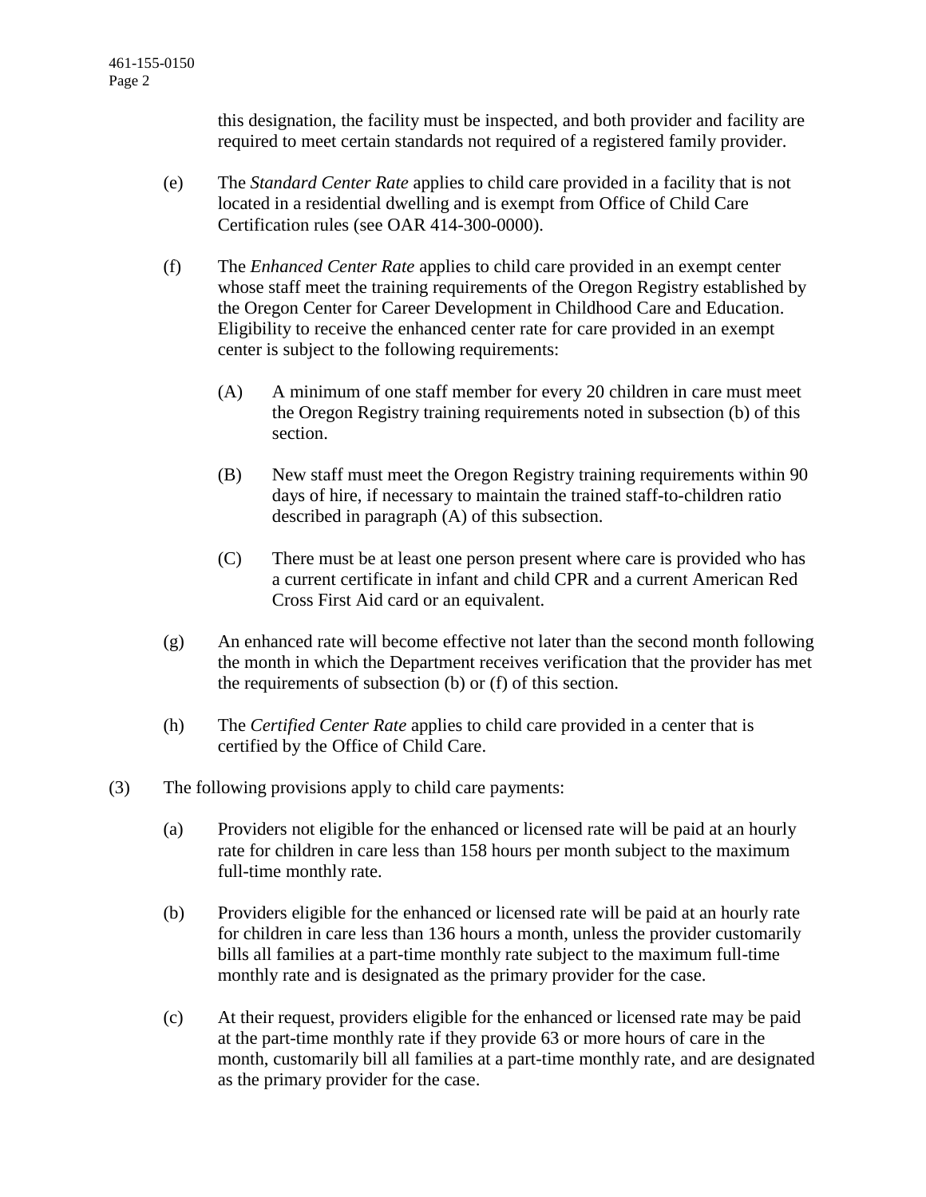this designation, the facility must be inspected, and both provider and facility are required to meet certain standards not required of a registered family provider.

(e) The *Standard Center Rate* applies to child care provided in a facility that is not located in a residential dwelling and is exempt from Office of Child Care Certification rules (see OAR 414-300-0000).

(f) The *Enhanced Center Rate* applies to child care provided in an exempt center whose staff meet the training requirements of the Oregon Registry established by the Oregon Center for Career Development in Childhood Care and Education. Eligibility to receive the enhanced center rate for care provided in an exempt center is subject to the following requirements:

(A) A minimum of one staff member for every 20 children in care must meet the Oregon Registry training requirements noted in subsection (b) of this section.

(B) New staff must meet the Oregon Registry training requirements within 90 days of hire, if necessary to maintain the trained staff-to-children ratio described in paragraph (A) of this subsection.

(C) There must be at least one person present where care is provided who has a current certificate in infant and child CPR and a current American Red Cross First Aid card or an equivalent.

(g) An enhanced rate will become effective not later than the second month following the month in which the Department receives verification that the provider has met the requirements of subsection (b) or (f) of this section.

(h) The *Certified Center Rate* applies to child care provided in a center that is certified by the Office of Child Care.

(3) The following provisions apply to child care payments:

(a) Providers not eligible for the enhanced or licensed rate will be paid at an hourly rate for children in care less than 158 hours per month subject to the maximum full-time monthly rate.

(b) Providers eligible for the enhanced or licensed rate will be paid at an hourly rate for children in care less than 136 hours a month, unless the provider customarily bills all families at a part-time monthly rate subject to the maximum full-time monthly rate and is designated as the primary provider for the case.

(c) At their request, providers eligible for the enhanced or licensed rate may be paid at the part-time monthly rate if they provide 63 or more hours of care in the month, customarily bill all families at a part-time monthly rate, and are designated as the primary provider for the case.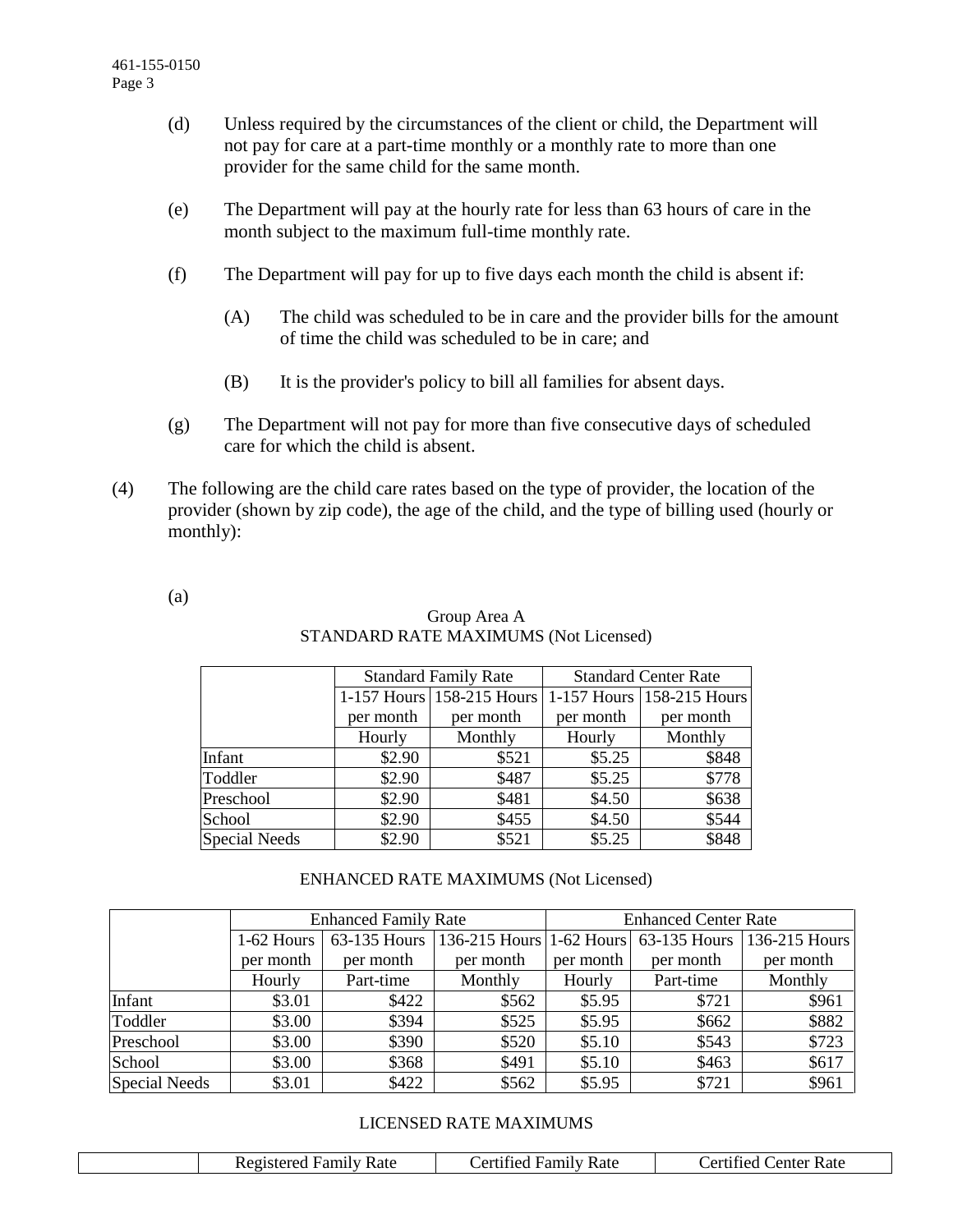(d) Unless required by the circumstances of the client or child, the Department will not pay for care at a part-time monthly or a monthly rate to more than one provider for the same child for the same month.

(e) The Department will pay at the hourly rate for less than 63 hours of care in the month subject to the maximum full-time monthly rate.

(f) The Department will pay for up to five days each month the child is absent if:

(A) The child was scheduled to be in care and the provider bills for the amount of time the child was scheduled to be in care; and

(B) It is the provider's policy to bill all families for absent days.

(g) The Department will not pay for more than five consecutive days of scheduled care for which the child is absent.

(4) The following are the child care rates based on the type of provider, the location of the provider (shown by zip code), the age of the child, and the type of billing used (hourly or monthly):

(a)

Group Area A
STANDARD RATE MAXIMUMS (Not Licensed)

| | Standard Family Rate | | Standard Center Rate | |
|---|---|---|---|---|
| | 1-157 Hours per month | 158-215 Hours per month | 1-157 Hours per month | 158-215 Hours per month |
| | Hourly | Monthly | Hourly | Monthly |
| Infant | $2.90 | $521 | $5.25 | $848 |
| Toddler | $2.90 | $487 | $5.25 | $778 |
| Preschool | $2.90 | $481 | $4.50 | $638 |
| School | $2.90 | $455 | $4.50 | $544 |
| Special Needs | $2.90 | $521 | $5.25 | $848 |

ENHANCED RATE MAXIMUMS (Not Licensed)

| | Enhanced Family Rate | | | Enhanced Center Rate | | |
|---|---|---|---|---|---|---|
| | 1-62 Hours per month | 63-135 Hours per month | 136-215 Hours per month | 1-62 Hours per month | 63-135 Hours per month | 136-215 Hours per month |
| | Hourly | Part-time | Monthly | Hourly | Part-time | Monthly |
| Infant | $3.01 | $422 | $562 | $5.95 | $721 | $961 |
| Toddler | $3.00 | $394 | $525 | $5.95 | $662 | $882 |
| Preschool | $3.00 | $390 | $520 | $5.10 | $543 | $723 |
| School | $3.00 | $368 | $491 | $5.10 | $463 | $617 |
| Special Needs | $3.01 | $422 | $562 | $5.95 | $721 | $961 |

LICENSED RATE MAXIMUMS

| | Registered Family Rate | Certified Family Rate | Certified Center Rate |
|---|---|---|---|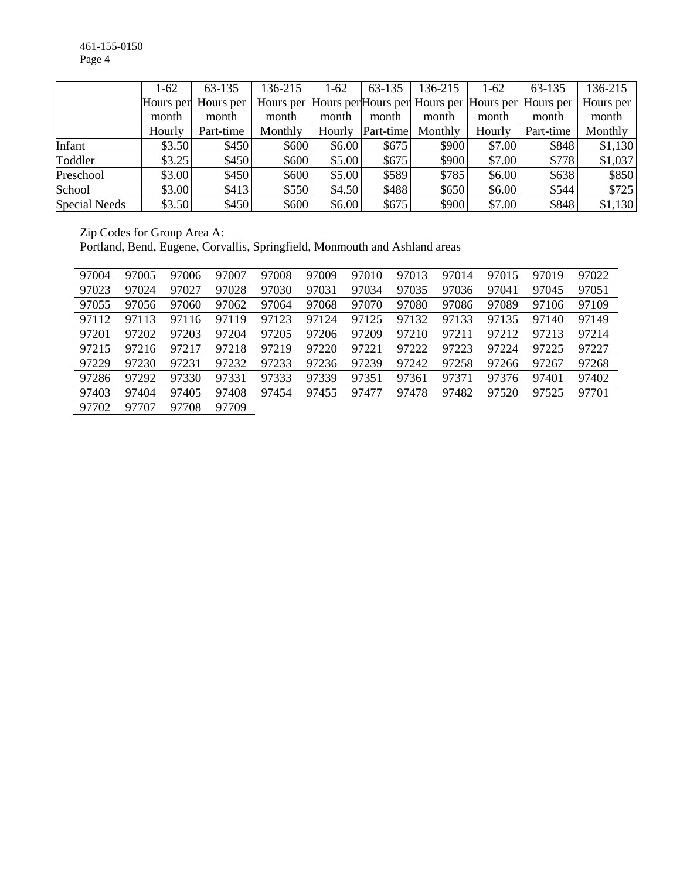| | 1-62 Hours per month | 63-135 Hours per month | 136-215 Hours per month | 1-62 Hours per month | 63-135 Hours per month | 136-215 Hours per month | 1-62 Hours per month | 63-135 Hours per month | 136-215 Hours per month |
|---|---|---|---|---|---|---|---|---|---|
| | Hourly | Part-time | Monthly | Hourly | Part-time | Monthly | Hourly | Part-time | Monthly |
| Infant | $3.50 | $450 | $600 | $6.00 | $675 | $900 | $7.00 | $848 | $1,130 |
| Toddler | $3.25 | $450 | $600 | $5.00 | $675 | $900 | $7.00 | $778 | $1,037 |
| Preschool | $3.00 | $450 | $600 | $5.00 | $589 | $785 | $6.00 | $638 | $850 |
| School | $3.00 | $413 | $550 | $4.50 | $488 | $650 | $6.00 | $544 | $725 |
| Special Needs | $3.50 | $450 | $600 | $6.00 | $675 | $900 | $7.00 | $848 | $1,130 |

Zip Codes for Group Area A:
Portland, Bend, Eugene, Corvallis, Springfield, Monmouth and Ashland areas

| | | | | | | | | | | | |
|---|---|---|---|---|---|---|---|---|---|---|---|
| 97004 | 97005 | 97006 | 97007 | 97008 | 97009 | 97010 | 97013 | 97014 | 97015 | 97019 | 97022 |
| 97023 | 97024 | 97027 | 97028 | 97030 | 97031 | 97034 | 97035 | 97036 | 97041 | 97045 | 97051 |
| 97055 | 97056 | 97060 | 97062 | 97064 | 97068 | 97070 | 97080 | 97086 | 97089 | 97106 | 97109 |
| 97112 | 97113 | 97116 | 97119 | 97123 | 97124 | 97125 | 97132 | 97133 | 97135 | 97140 | 97149 |
| 97201 | 97202 | 97203 | 97204 | 97205 | 97206 | 97209 | 97210 | 97211 | 97212 | 97213 | 97214 |
| 97215 | 97216 | 97217 | 97218 | 97219 | 97220 | 97221 | 97222 | 97223 | 97224 | 97225 | 97227 |
| 97229 | 97230 | 97231 | 97232 | 97233 | 97236 | 97239 | 97242 | 97258 | 97266 | 97267 | 97268 |
| 97286 | 97292 | 97330 | 97331 | 97333 | 97339 | 97351 | 97361 | 97371 | 97376 | 97401 | 97402 |
| 97403 | 97404 | 97405 | 97408 | 97454 | 97455 | 97477 | 97478 | 97482 | 97520 | 97525 | 97701 |
| 97702 | 97707 | 97708 | 97709 | | | | | | | | |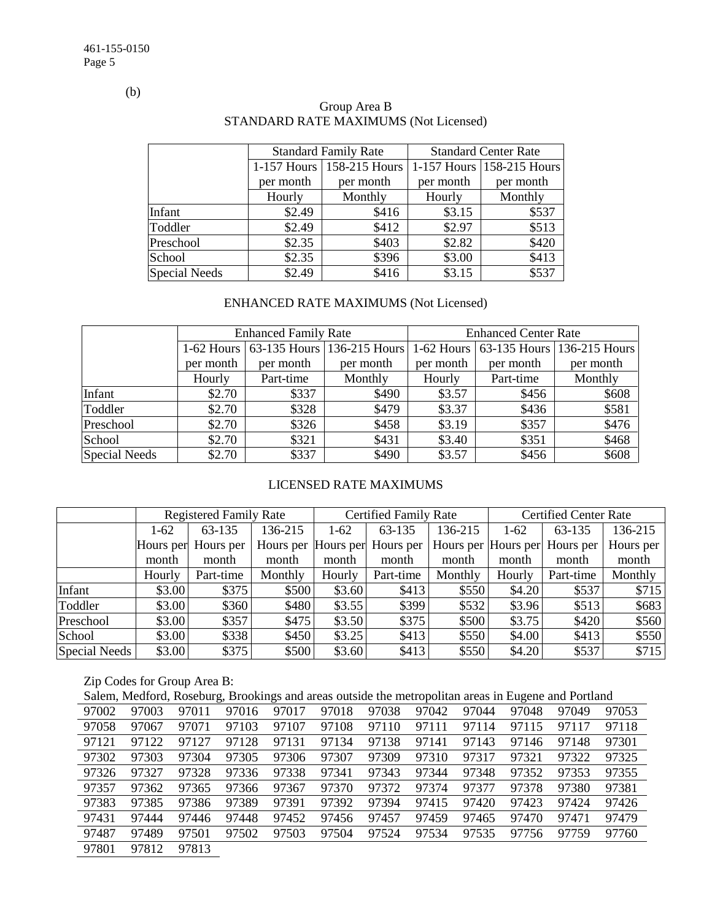(b)

## Group Area B
## STANDARD RATE MAXIMUMS (Not Licensed)

| | Standard Family Rate | | Standard Center Rate | |
|---|---|---|---|---|
| | 1-157 Hours per month | 158-215 Hours per month | 1-157 Hours per month | 158-215 Hours per month |
| | Hourly | Monthly | Hourly | Monthly |
| Infant | $2.49 | $416 | $3.15 | $537 |
| Toddler | $2.49 | $412 | $2.97 | $513 |
| Preschool | $2.35 | $403 | $2.82 | $420 |
| School | $2.35 | $396 | $3.00 | $413 |
| Special Needs | $2.49 | $416 | $3.15 | $537 |

## ENHANCED RATE MAXIMUMS (Not Licensed)

| | Enhanced Family Rate | | | Enhanced Center Rate | | |
|---|---|---|---|---|---|---|
| | 1-62 Hours per month | 63-135 Hours per month | 136-215 Hours per month | 1-62 Hours per month | 63-135 Hours per month | 136-215 Hours per month |
| | Hourly | Part-time | Monthly | Hourly | Part-time | Monthly |
| Infant | $2.70 | $337 | $490 | $3.57 | $456 | $608 |
| Toddler | $2.70 | $328 | $479 | $3.37 | $436 | $581 |
| Preschool | $2.70 | $326 | $458 | $3.19 | $357 | $476 |
| School | $2.70 | $321 | $431 | $3.40 | $351 | $468 |
| Special Needs | $2.70 | $337 | $490 | $3.57 | $456 | $608 |

## LICENSED RATE MAXIMUMS

| | Registered Family Rate | | | Certified Family Rate | | | Certified Center Rate | | |
|---|---|---|---|---|---|---|---|---|---|
| | 1-62 Hours per month | 63-135 Hours per month | 136-215 Hours per month | 1-62 Hours per month | 63-135 Hours per month | 136-215 Hours per month | 1-62 Hours per month | 63-135 Hours per month | 136-215 Hours per month |
| | Hourly | Part-time | Monthly | Hourly | Part-time | Monthly | Hourly | Part-time | Monthly |
| Infant | $3.00 | $375 | $500 | $3.60 | $413 | $550 | $4.20 | $537 | $715 |
| Toddler | $3.00 | $360 | $480 | $3.55 | $399 | $532 | $3.96 | $513 | $683 |
| Preschool | $3.00 | $357 | $475 | $3.50 | $375 | $500 | $3.75 | $420 | $560 |
| School | $3.00 | $338 | $450 | $3.25 | $413 | $550 | $4.00 | $413 | $550 |
| Special Needs | $3.00 | $375 | $500 | $3.60 | $413 | $550 | $4.20 | $537 | $715 |

Zip Codes for Group Area B:

Salem, Medford, Roseburg, Brookings and areas outside the metropolitan areas in Eugene and Portland

| | | | | | | | | | | | |
|---|---|---|---|---|---|---|---|---|---|---|---|
| 97002 | 97003 | 97011 | 97016 | 97017 | 97018 | 97038 | 97042 | 97044 | 97048 | 97049 | 97053 |
| 97058 | 97067 | 97071 | 97103 | 97107 | 97108 | 97110 | 97111 | 97114 | 97115 | 97117 | 97118 |
| 97121 | 97122 | 97127 | 97128 | 97131 | 97134 | 97138 | 97141 | 97143 | 97146 | 97148 | 97301 |
| 97302 | 97303 | 97304 | 97305 | 97306 | 97307 | 97309 | 97310 | 97317 | 97321 | 97322 | 97325 |
| 97326 | 97327 | 97328 | 97336 | 97338 | 97341 | 97343 | 97344 | 97348 | 97352 | 97353 | 97355 |
| 97357 | 97362 | 97365 | 97366 | 97367 | 97370 | 97372 | 97374 | 97377 | 97378 | 97380 | 97381 |
| 97383 | 97385 | 97386 | 97389 | 97391 | 97392 | 97394 | 97415 | 97420 | 97423 | 97424 | 97426 |
| 97431 | 97444 | 97446 | 97448 | 97452 | 97456 | 97457 | 97459 | 97465 | 97470 | 97471 | 97479 |
| 97487 | 97489 | 97501 | 97502 | 97503 | 97504 | 97524 | 97534 | 97535 | 97756 | 97759 | 97760 |
| 97801 | 97812 | 97813 | | | | | | | | | |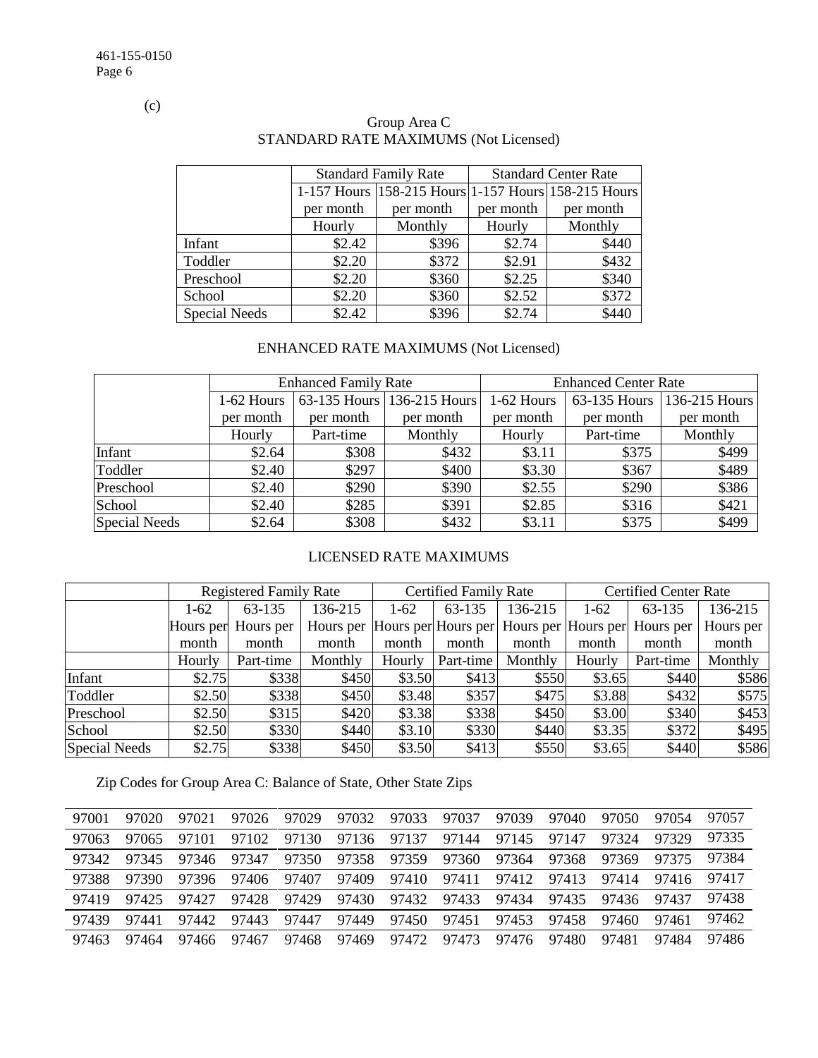(c)

Group Area C
STANDARD RATE MAXIMUMS (Not Licensed)

| | Standard Family Rate | | Standard Center Rate | |
|---|---|---|---|---|
| | 1-157 Hours per month | 158-215 Hours per month | 1-157 Hours per month | 158-215 Hours per month |
| | Hourly | Monthly | Hourly | Monthly |
| Infant | $2.42 | $396 | $2.74 | $440 |
| Toddler | $2.20 | $372 | $2.91 | $432 |
| Preschool | $2.20 | $360 | $2.25 | $340 |
| School | $2.20 | $360 | $2.52 | $372 |
| Special Needs | $2.42 | $396 | $2.74 | $440 |

ENHANCED RATE MAXIMUMS (Not Licensed)

| | Enhanced Family Rate | | | Enhanced Center Rate | | |
|---|---|---|---|---|---|---|
| | 1-62 Hours per month | 63-135 Hours per month | 136-215 Hours per month | 1-62 Hours per month | 63-135 Hours per month | 136-215 Hours per month |
| | Hourly | Part-time | Monthly | Hourly | Part-time | Monthly |
| Infant | $2.64 | $308 | $432 | $3.11 | $375 | $499 |
| Toddler | $2.40 | $297 | $400 | $3.30 | $367 | $489 |
| Preschool | $2.40 | $290 | $390 | $2.55 | $290 | $386 |
| School | $2.40 | $285 | $391 | $2.85 | $316 | $421 |
| Special Needs | $2.64 | $308 | $432 | $3.11 | $375 | $499 |

LICENSED RATE MAXIMUMS

| | Registered Family Rate | | | Certified Family Rate | | | Certified Center Rate | | |
|---|---|---|---|---|---|---|---|---|---|
| | 1-62 Hours per month | 63-135 Hours per month | 136-215 Hours per month | 1-62 Hours per month | 63-135 Hours per month | 136-215 Hours per month | 1-62 Hours per month | 63-135 Hours per month | 136-215 Hours per month |
| | Hourly | Part-time | Monthly | Hourly | Part-time | Monthly | Hourly | Part-time | Monthly |
| Infant | $2.75 | $338 | $450 | $3.50 | $413 | $550 | $3.65 | $440 | $586 |
| Toddler | $2.50 | $338 | $450 | $3.48 | $357 | $475 | $3.88 | $432 | $575 |
| Preschool | $2.50 | $315 | $420 | $3.38 | $338 | $450 | $3.00 | $340 | $453 |
| School | $2.50 | $330 | $440 | $3.10 | $330 | $440 | $3.35 | $372 | $495 |
| Special Needs | $2.75 | $338 | $450 | $3.50 | $413 | $550 | $3.65 | $440 | $586 |

Zip Codes for Group Area C: Balance of State, Other State Zips

| | | | | | | | | | | | | |
|---|---|---|---|---|---|---|---|---|---|---|---|---|
| 97001 | 97020 | 97021 | 97026 | 97029 | 97032 | 97033 | 97037 | 97039 | 97040 | 97050 | 97054 | 97057 |
| 97063 | 97065 | 97101 | 97102 | 97130 | 97136 | 97137 | 97144 | 97145 | 97147 | 97324 | 97329 | 97335 |
| 97342 | 97345 | 97346 | 97347 | 97350 | 97358 | 97359 | 97360 | 97364 | 97368 | 97369 | 97375 | 97384 |
| 97388 | 97390 | 97396 | 97406 | 97407 | 97409 | 97410 | 97411 | 97412 | 97413 | 97414 | 97416 | 97417 |
| 97419 | 97425 | 97427 | 97428 | 97429 | 97430 | 97432 | 97433 | 97434 | 97435 | 97436 | 97437 | 97438 |
| 97439 | 97441 | 97442 | 97443 | 97447 | 97449 | 97450 | 97451 | 97453 | 97458 | 97460 | 97461 | 97462 |
| 97463 | 97464 | 97466 | 97467 | 97468 | 97469 | 97472 | 97473 | 97476 | 97480 | 97481 | 97484 | 97486 |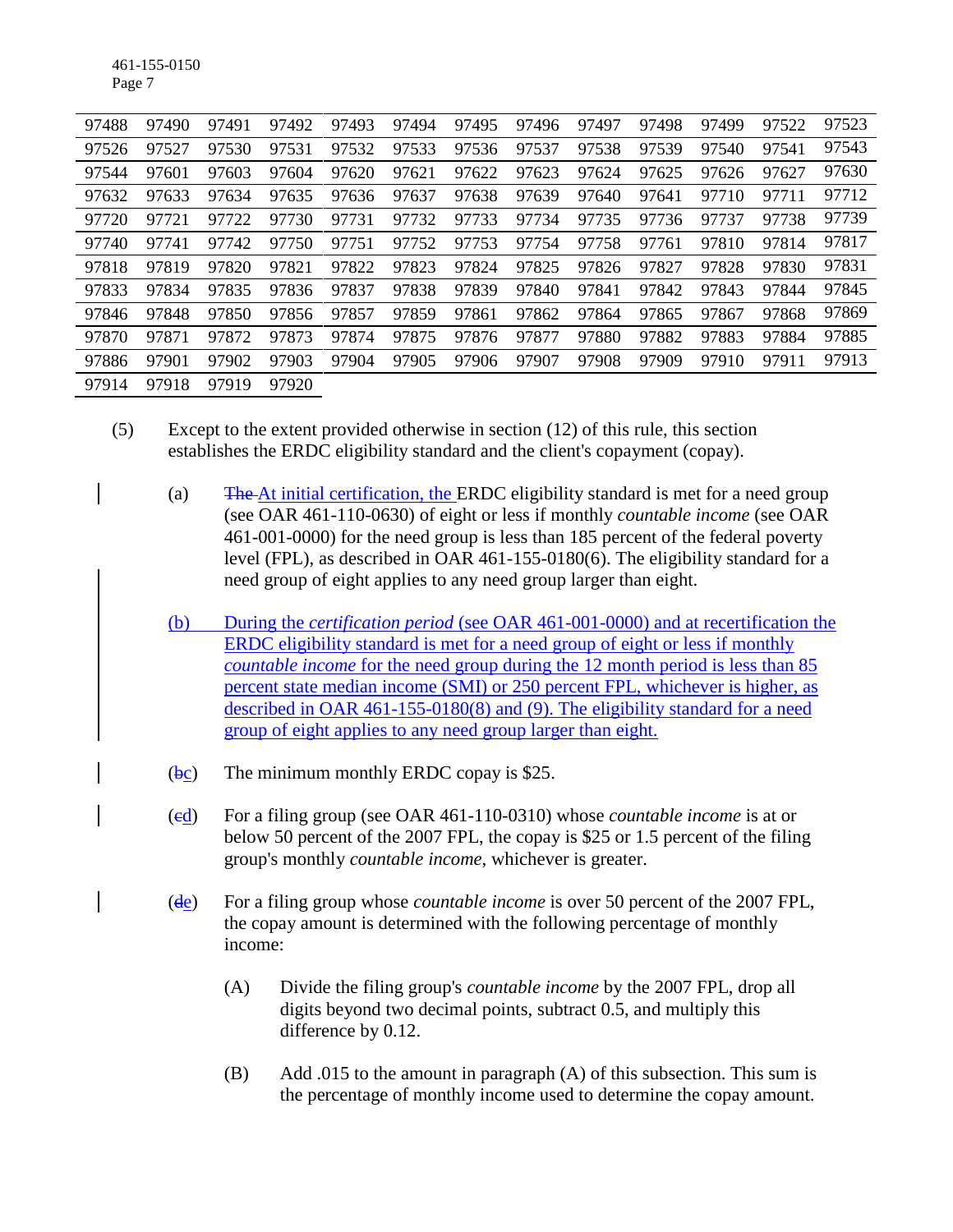| 97488 | 97490 | 97491 | 97492 | 97493 | 97494 | 97495 | 97496 | 97497 | 97498 | 97499 | 97522 | 97523 |
|---|---|---|---|---|---|---|---|---|---|---|---|---|
| 97526 | 97527 | 97530 | 97531 | 97532 | 97533 | 97536 | 97537 | 97538 | 97539 | 97540 | 97541 | 97543 |
| 97544 | 97601 | 97603 | 97604 | 97620 | 97621 | 97622 | 97623 | 97624 | 97625 | 97626 | 97627 | 97630 |
| 97632 | 97633 | 97634 | 97635 | 97636 | 97637 | 97638 | 97639 | 97640 | 97641 | 97710 | 97711 | 97712 |
| 97720 | 97721 | 97722 | 97730 | 97731 | 97732 | 97733 | 97734 | 97735 | 97736 | 97737 | 97738 | 97739 |
| 97740 | 97741 | 97742 | 97750 | 97751 | 97752 | 97753 | 97754 | 97758 | 97761 | 97810 | 97814 | 97817 |
| 97818 | 97819 | 97820 | 97821 | 97822 | 97823 | 97824 | 97825 | 97826 | 97827 | 97828 | 97830 | 97831 |
| 97833 | 97834 | 97835 | 97836 | 97837 | 97838 | 97839 | 97840 | 97841 | 97842 | 97843 | 97844 | 97845 |
| 97846 | 97848 | 97850 | 97856 | 97857 | 97859 | 97861 | 97862 | 97864 | 97865 | 97867 | 97868 | 97869 |
| 97870 | 97871 | 97872 | 97873 | 97874 | 97875 | 97876 | 97877 | 97880 | 97882 | 97883 | 97884 | 97885 |
| 97886 | 97901 | 97902 | 97903 | 97904 | 97905 | 97906 | 97907 | 97908 | 97909 | 97910 | 97911 | 97913 |
| 97914 | 97918 | 97919 | 97920 | | | | | | | | | |

(5) Except to the extent provided otherwise in section (12) of this rule, this section establishes the ERDC eligibility standard and the client's copayment (copay).

(a) ~~The~~ At initial certification, the ERDC eligibility standard is met for a need group (see OAR 461-110-0630) of eight or less if monthly *countable income* (see OAR 461-001-0000) for the need group is less than 185 percent of the federal poverty level (FPL), as described in OAR 461-155-0180(6). The eligibility standard for a need group of eight applies to any need group larger than eight.

(b) During the *certification period* (see OAR 461-001-0000) and at recertification the ERDC eligibility standard is met for a need group of eight or less if monthly *countable income* for the need group during the 12 month period is less than 85 percent state median income (SMI) or 250 percent FPL, whichever is higher, as described in OAR 461-155-0180(8) and (9). The eligibility standard for a need group of eight applies to any need group larger than eight.

(~~b~~c) The minimum monthly ERDC copay is $25.

(~~c~~d) For a filing group (see OAR 461-110-0310) whose *countable income* is at or below 50 percent of the 2007 FPL, the copay is $25 or 1.5 percent of the filing group's monthly *countable income*, whichever is greater.

(~~d~~e) For a filing group whose *countable income* is over 50 percent of the 2007 FPL, the copay amount is determined with the following percentage of monthly income:

(A) Divide the filing group's *countable income* by the 2007 FPL, drop all digits beyond two decimal points, subtract 0.5, and multiply this difference by 0.12.

(B) Add .015 to the amount in paragraph (A) of this subsection. This sum is the percentage of monthly income used to determine the copay amount.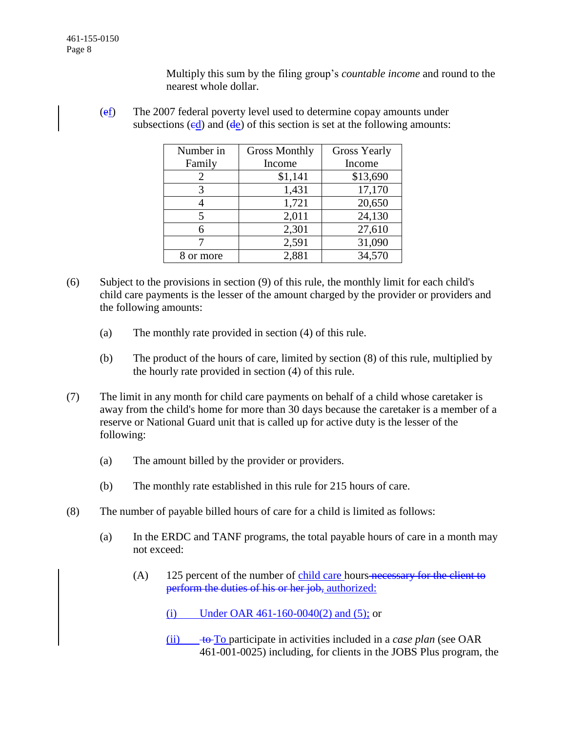Multiply this sum by the filing group's *countable income* and round to the nearest whole dollar.

(~~e~~f) The 2007 federal poverty level used to determine copay amounts under subsections (~~c~~d) and (~~d~~e) of this section is set at the following amounts:

| Number in Family | Gross Monthly Income | Gross Yearly Income |
|---|---|---|
| 2 | $1,141 | $13,690 |
| 3 | 1,431 | 17,170 |
| 4 | 1,721 | 20,650 |
| 5 | 2,011 | 24,130 |
| 6 | 2,301 | 27,610 |
| 7 | 2,591 | 31,090 |
| 8 or more | 2,881 | 34,570 |

(6) Subject to the provisions in section (9) of this rule, the monthly limit for each child's child care payments is the lesser of the amount charged by the provider or providers and the following amounts:

(a) The monthly rate provided in section (4) of this rule.

(b) The product of the hours of care, limited by section (8) of this rule, multiplied by the hourly rate provided in section (4) of this rule.

(7) The limit in any month for child care payments on behalf of a child whose caretaker is away from the child's home for more than 30 days because the caretaker is a member of a reserve or National Guard unit that is called up for active duty is the lesser of the following:

(a) The amount billed by the provider or providers.

(b) The monthly rate established in this rule for 215 hours of care.

(8) The number of payable billed hours of care for a child is limited as follows:

(a) In the ERDC and TANF programs, the total payable hours of care in a month may not exceed:

(A) 125 percent of the number of child care hours ~~necessary for the client to perform the duties of his or her job,~~ authorized:

(i) Under OAR 461-160-0040(2) and (5); or

(ii) ~~to~~ To participate in activities included in a *case plan* (see OAR 461-001-0025) including, for clients in the JOBS Plus program, the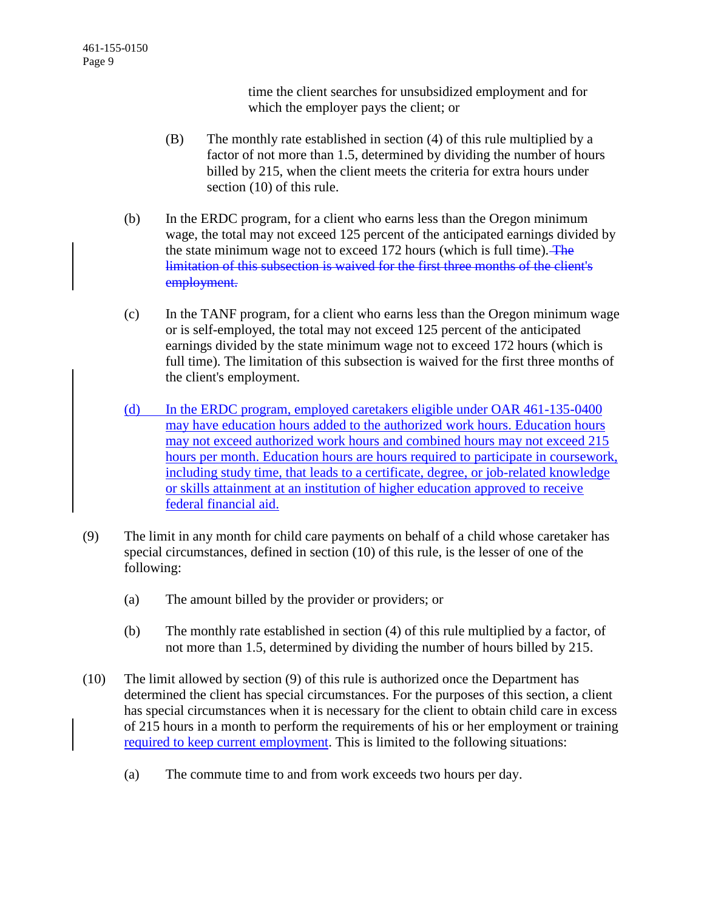time the client searches for unsubsidized employment and for which the employer pays the client; or

(B) The monthly rate established in section (4) of this rule multiplied by a factor of not more than 1.5, determined by dividing the number of hours billed by 215, when the client meets the criteria for extra hours under section (10) of this rule.

(b) In the ERDC program, for a client who earns less than the Oregon minimum wage, the total may not exceed 125 percent of the anticipated earnings divided by the state minimum wage not to exceed 172 hours (which is full time). ~~The limitation of this subsection is waived for the first three months of the client's employment.~~

(c) In the TANF program, for a client who earns less than the Oregon minimum wage or is self-employed, the total may not exceed 125 percent of the anticipated earnings divided by the state minimum wage not to exceed 172 hours (which is full time). The limitation of this subsection is waived for the first three months of the client's employment.

(d) In the ERDC program, employed caretakers eligible under OAR 461-135-0400 may have education hours added to the authorized work hours. Education hours may not exceed authorized work hours and combined hours may not exceed 215 hours per month. Education hours are hours required to participate in coursework, including study time, that leads to a certificate, degree, or job-related knowledge or skills attainment at an institution of higher education approved to receive federal financial aid.

(9) The limit in any month for child care payments on behalf of a child whose caretaker has special circumstances, defined in section (10) of this rule, is the lesser of one of the following:

(a) The amount billed by the provider or providers; or

(b) The monthly rate established in section (4) of this rule multiplied by a factor, of not more than 1.5, determined by dividing the number of hours billed by 215.

(10) The limit allowed by section (9) of this rule is authorized once the Department has determined the client has special circumstances. For the purposes of this section, a client has special circumstances when it is necessary for the client to obtain child care in excess of 215 hours in a month to perform the requirements of his or her employment or training required to keep current employment. This is limited to the following situations:

(a) The commute time to and from work exceeds two hours per day.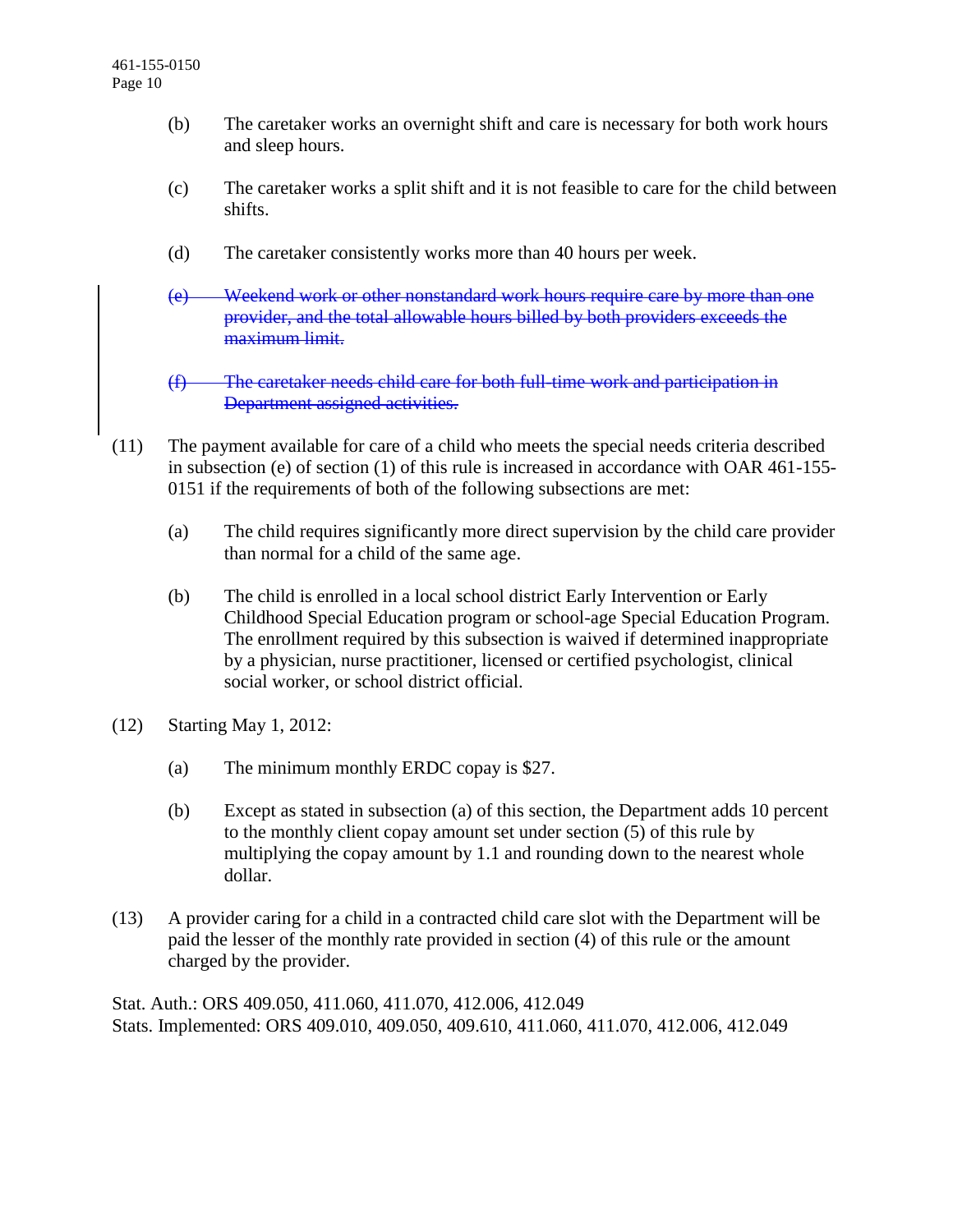(b) The caretaker works an overnight shift and care is necessary for both work hours and sleep hours.

(c) The caretaker works a split shift and it is not feasible to care for the child between shifts.

(d) The caretaker consistently works more than 40 hours per week.

~~(e) Weekend work or other nonstandard work hours require care by more than one provider, and the total allowable hours billed by both providers exceeds the maximum limit.~~

~~(f) The caretaker needs child care for both full-time work and participation in Department assigned activities.~~

(11) The payment available for care of a child who meets the special needs criteria described in subsection (e) of section (1) of this rule is increased in accordance with OAR 461-155-0151 if the requirements of both of the following subsections are met:

(a) The child requires significantly more direct supervision by the child care provider than normal for a child of the same age.

(b) The child is enrolled in a local school district Early Intervention or Early Childhood Special Education program or school-age Special Education Program. The enrollment required by this subsection is waived if determined inappropriate by a physician, nurse practitioner, licensed or certified psychologist, clinical social worker, or school district official.

(12) Starting May 1, 2012:

(a) The minimum monthly ERDC copay is $27.

(b) Except as stated in subsection (a) of this section, the Department adds 10 percent to the monthly client copay amount set under section (5) of this rule by multiplying the copay amount by 1.1 and rounding down to the nearest whole dollar.

(13) A provider caring for a child in a contracted child care slot with the Department will be paid the lesser of the monthly rate provided in section (4) of this rule or the amount charged by the provider.

Stat. Auth.: ORS 409.050, 411.060, 411.070, 412.006, 412.049
Stats. Implemented: ORS 409.010, 409.050, 409.610, 411.060, 411.070, 412.006, 412.049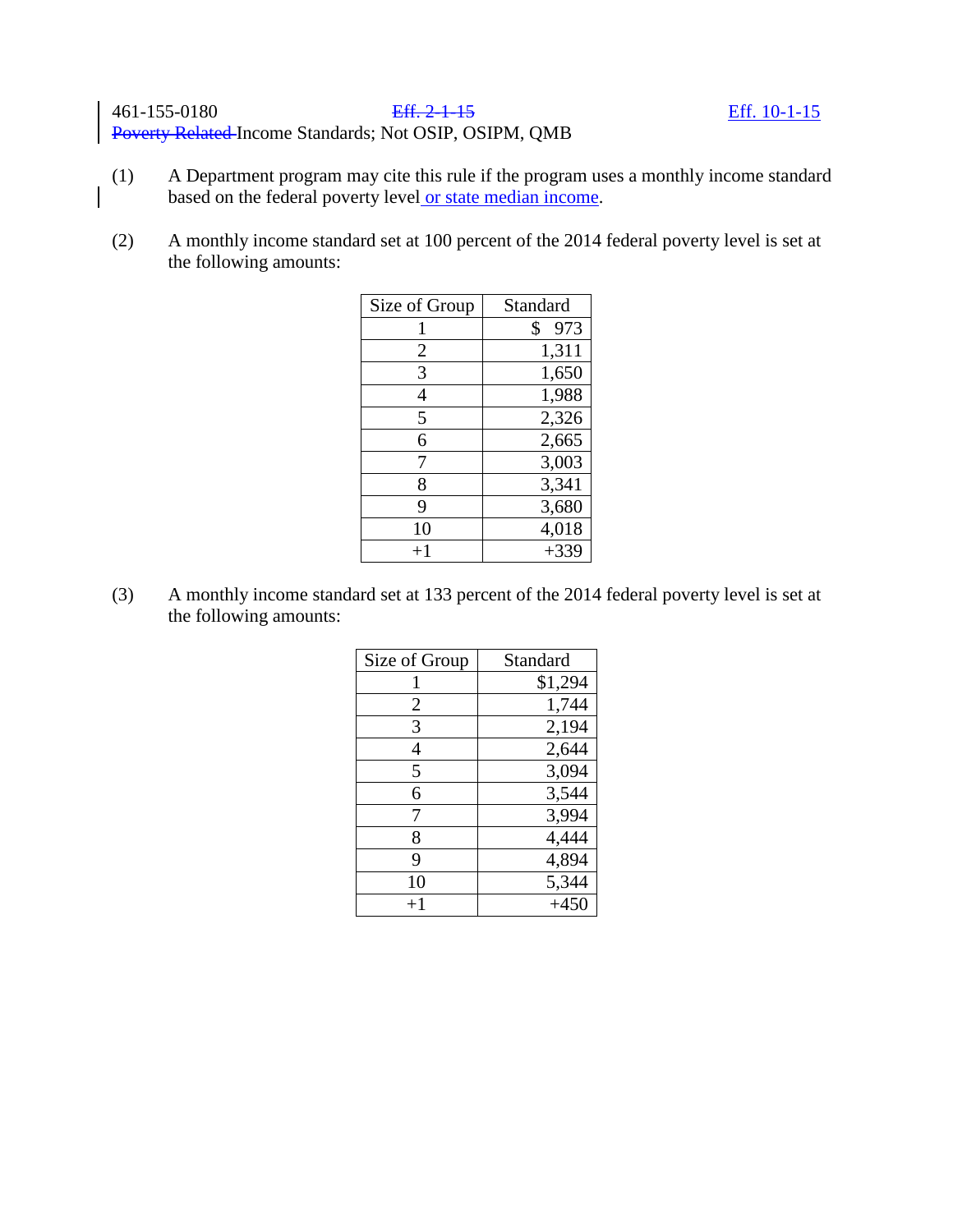461-155-0180 ~~Eff. 2-1-15~~ Eff. 10-1-15

~~Poverty Related~~ Income Standards; Not OSIP, OSIPM, QMB

(1) A Department program may cite this rule if the program uses a monthly income standard based on the federal poverty level or state median income.

(2) A monthly income standard set at 100 percent of the 2014 federal poverty level is set at the following amounts:

| Size of Group | Standard |
|---|---|
| 1 | $ 973 |
| 2 | 1,311 |
| 3 | 1,650 |
| 4 | 1,988 |
| 5 | 2,326 |
| 6 | 2,665 |
| 7 | 3,003 |
| 8 | 3,341 |
| 9 | 3,680 |
| 10 | 4,018 |
| +1 | +339 |

(3) A monthly income standard set at 133 percent of the 2014 federal poverty level is set at the following amounts:

| Size of Group | Standard |
|---|---|
| 1 | $1,294 |
| 2 | 1,744 |
| 3 | 2,194 |
| 4 | 2,644 |
| 5 | 3,094 |
| 6 | 3,544 |
| 7 | 3,994 |
| 8 | 4,444 |
| 9 | 4,894 |
| 10 | 5,344 |
| +1 | +450 |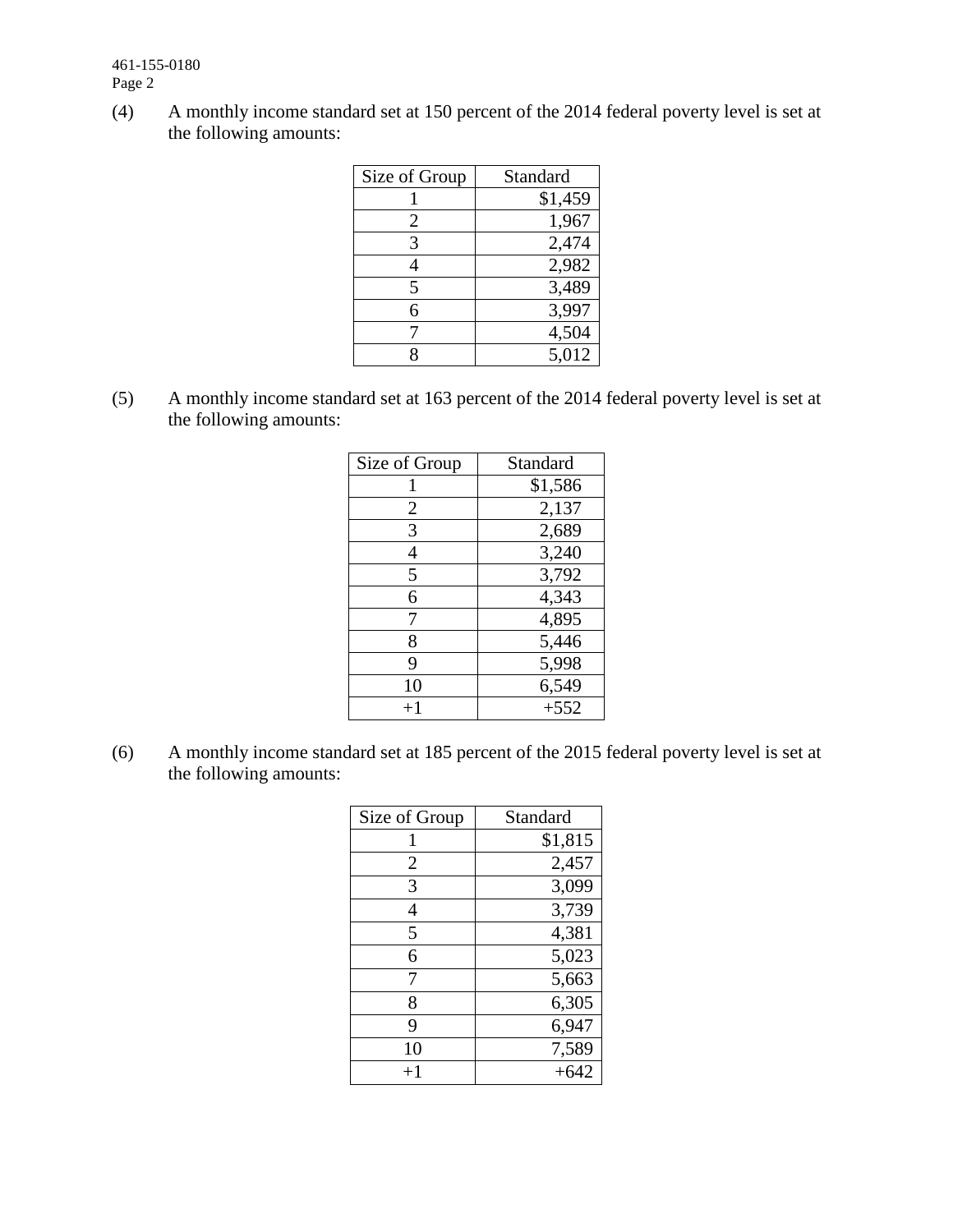(4) A monthly income standard set at 150 percent of the 2014 federal poverty level is set at the following amounts:

| Size of Group | Standard |
|---|---|
| 1 | $1,459 |
| 2 | 1,967 |
| 3 | 2,474 |
| 4 | 2,982 |
| 5 | 3,489 |
| 6 | 3,997 |
| 7 | 4,504 |
| 8 | 5,012 |

(5) A monthly income standard set at 163 percent of the 2014 federal poverty level is set at the following amounts:

| Size of Group | Standard |
|---|---|
| 1 | $1,586 |
| 2 | 2,137 |
| 3 | 2,689 |
| 4 | 3,240 |
| 5 | 3,792 |
| 6 | 4,343 |
| 7 | 4,895 |
| 8 | 5,446 |
| 9 | 5,998 |
| 10 | 6,549 |
| +1 | +552 |

(6) A monthly income standard set at 185 percent of the 2015 federal poverty level is set at the following amounts:

| Size of Group | Standard |
|---|---|
| 1 | $1,815 |
| 2 | 2,457 |
| 3 | 3,099 |
| 4 | 3,739 |
| 5 | 4,381 |
| 6 | 5,023 |
| 7 | 5,663 |
| 8 | 6,305 |
| 9 | 6,947 |
| 10 | 7,589 |
| +1 | +642 |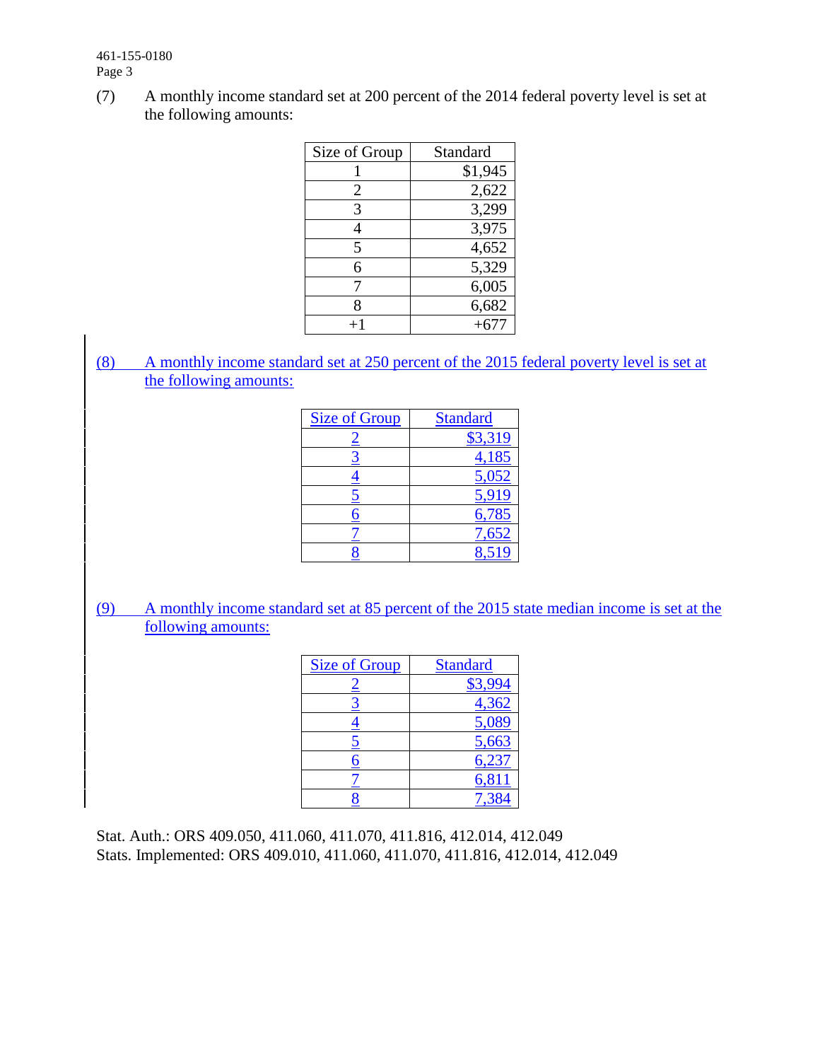(7) A monthly income standard set at 200 percent of the 2014 federal poverty level is set at the following amounts:

| Size of Group | Standard |
|---|---|
| 1 | $1,945 |
| 2 | 2,622 |
| 3 | 3,299 |
| 4 | 3,975 |
| 5 | 4,652 |
| 6 | 5,329 |
| 7 | 6,005 |
| 8 | 6,682 |
| +1 | +677 |

(8) A monthly income standard set at 250 percent of the 2015 federal poverty level is set at the following amounts:

| Size of Group | Standard |
|---|---|
| 2 | $3,319 |
| 3 | 4,185 |
| 4 | 5,052 |
| 5 | 5,919 |
| 6 | 6,785 |
| 7 | 7,652 |
| 8 | 8,519 |

(9) A monthly income standard set at 85 percent of the 2015 state median income is set at the following amounts:

| Size of Group | Standard |
|---|---|
| 2 | $3,994 |
| 3 | 4,362 |
| 4 | 5,089 |
| 5 | 5,663 |
| 6 | 6,237 |
| 7 | 6,811 |
| 8 | 7,384 |

Stat. Auth.: ORS 409.050, 411.060, 411.070, 411.816, 412.014, 412.049
Stats. Implemented: ORS 409.010, 411.060, 411.070, 411.816, 412.014, 412.049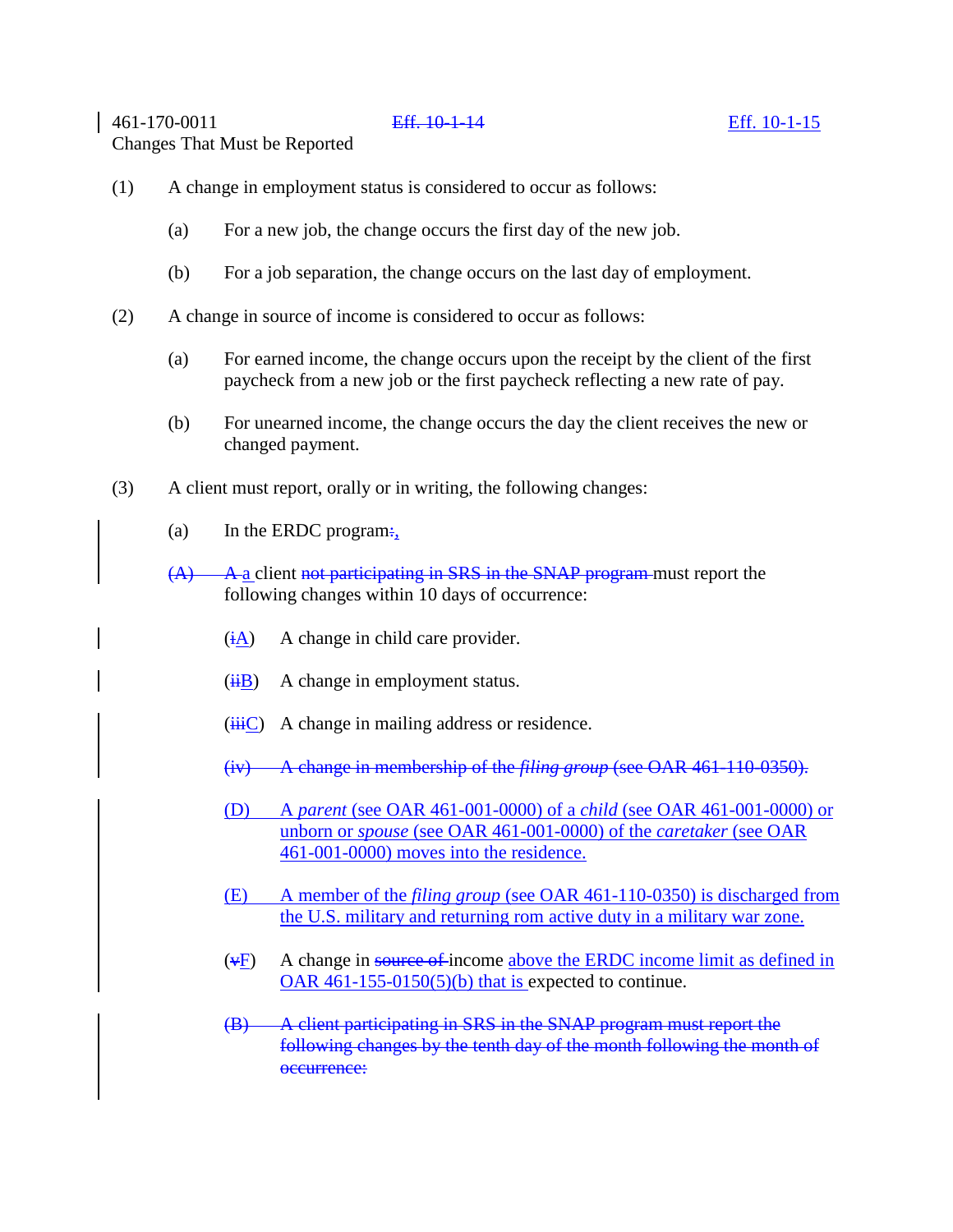461-170-0011 ~~Eff. 10-1-14~~ <u>Eff. 10-1-15</u>

Changes That Must be Reported

(1) A change in employment status is considered to occur as follows:

(a) For a new job, the change occurs the first day of the new job.

(b) For a job separation, the change occurs on the last day of employment.

(2) A change in source of income is considered to occur as follows:

(a) For earned income, the change occurs upon the receipt by the client of the first paycheck from a new job or the first paycheck reflecting a new rate of pay.

(b) For unearned income, the change occurs the day the client receives the new or changed payment.

(3) A client must report, orally or in writing, the following changes:

(a) In the ERDC program~~:~~<u>,</u>

~~(A)~~ ~~A~~ <u>a</u> client ~~not participating in SRS in the SNAP program~~ must report the following changes within 10 days of occurrence:

(~~i~~<u>A</u>) A change in child care provider.

(~~ii~~<u>B</u>) A change in employment status.

(~~iii~~<u>C</u>) A change in mailing address or residence.

~~(iv) A change in membership of the *filing group* (see OAR 461-110-0350).~~

<u>(D) A *parent* (see OAR 461-001-0000) of a *child* (see OAR 461-001-0000) or unborn or *spouse* (see OAR 461-001-0000) of the *caretaker* (see OAR 461-001-0000) moves into the residence.</u>

<u>(E) A member of the *filing group* (see OAR 461-110-0350) is discharged from the U.S. military and returning rom active duty in a military war zone.</u>

(~~v~~<u>F</u>) A change in ~~source of~~ income <u>above the ERDC income limit as defined in OAR 461-155-0150(5)(b) that is</u> expected to continue.

~~(B) A client participating in SRS in the SNAP program must report the following changes by the tenth day of the month following the month of occurrence:~~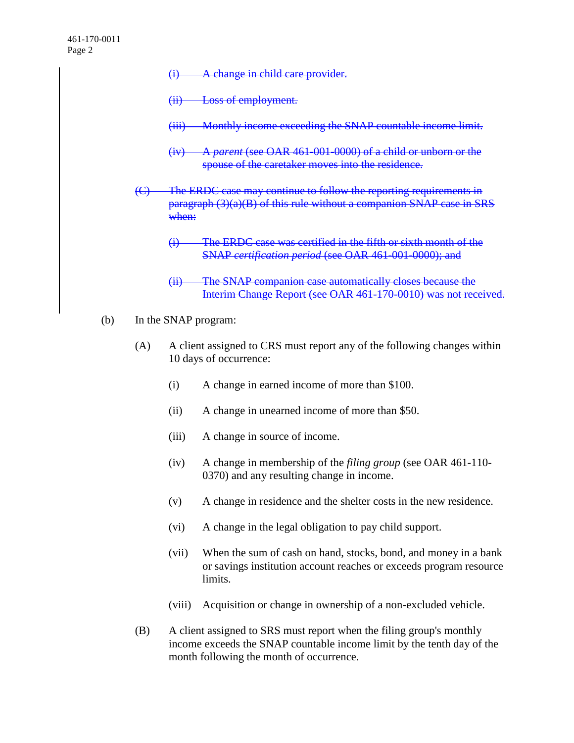~~(i) A change in child care provider.~~

~~(ii) Loss of employment.~~

~~(iii) Monthly income exceeding the SNAP countable income limit.~~

~~(iv) A *parent* (see OAR 461-001-0000) of a child or unborn or the spouse of the caretaker moves into the residence.~~

~~(C) The ERDC case may continue to follow the reporting requirements in paragraph (3)(a)(B) of this rule without a companion SNAP case in SRS when:~~

~~(i) The ERDC case was certified in the fifth or sixth month of the SNAP *certification period* (see OAR 461-001-0000); and~~

~~(ii) The SNAP companion case automatically closes because the Interim Change Report (see OAR 461-170-0010) was not received.~~

(b) In the SNAP program:

(A) A client assigned to CRS must report any of the following changes within 10 days of occurrence:

(i) A change in earned income of more than $100.

(ii) A change in unearned income of more than $50.

(iii) A change in source of income.

(iv) A change in membership of the *filing group* (see OAR 461-110-0370) and any resulting change in income.

(v) A change in residence and the shelter costs in the new residence.

(vi) A change in the legal obligation to pay child support.

(vii) When the sum of cash on hand, stocks, bond, and money in a bank or savings institution account reaches or exceeds program resource limits.

(viii) Acquisition or change in ownership of a non-excluded vehicle.

(B) A client assigned to SRS must report when the filing group's monthly income exceeds the SNAP countable income limit by the tenth day of the month following the month of occurrence.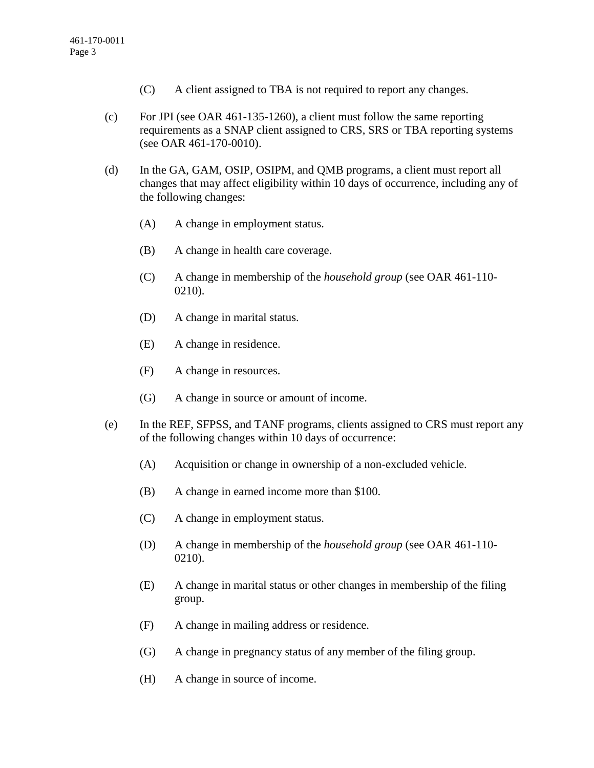(C) A client assigned to TBA is not required to report any changes.

(c) For JPI (see OAR 461-135-1260), a client must follow the same reporting requirements as a SNAP client assigned to CRS, SRS or TBA reporting systems (see OAR 461-170-0010).

(d) In the GA, GAM, OSIP, OSIPM, and QMB programs, a client must report all changes that may affect eligibility within 10 days of occurrence, including any of the following changes:

(A) A change in employment status.

(B) A change in health care coverage.

(C) A change in membership of the *household group* (see OAR 461-110-0210).

(D) A change in marital status.

(E) A change in residence.

(F) A change in resources.

(G) A change in source or amount of income.

(e) In the REF, SFPSS, and TANF programs, clients assigned to CRS must report any of the following changes within 10 days of occurrence:

(A) Acquisition or change in ownership of a non-excluded vehicle.

(B) A change in earned income more than $100.

(C) A change in employment status.

(D) A change in membership of the *household group* (see OAR 461-110-0210).

(E) A change in marital status or other changes in membership of the filing group.

(F) A change in mailing address or residence.

(G) A change in pregnancy status of any member of the filing group.

(H) A change in source of income.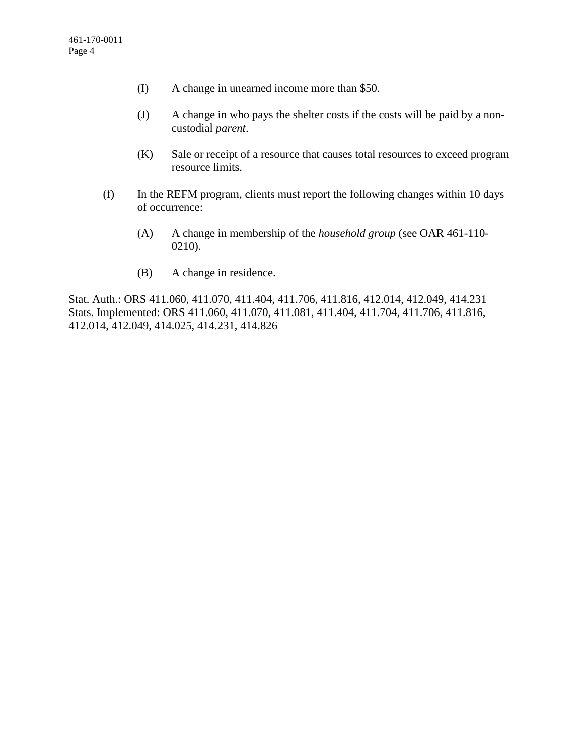(I) A change in unearned income more than $50.

(J) A change in who pays the shelter costs if the costs will be paid by a non-custodial *parent*.

(K) Sale or receipt of a resource that causes total resources to exceed program resource limits.

(f) In the REFM program, clients must report the following changes within 10 days of occurrence:

(A) A change in membership of the *household group* (see OAR 461-110-0210).

(B) A change in residence.

Stat. Auth.: ORS 411.060, 411.070, 411.404, 411.706, 411.816, 412.014, 412.049, 414.231
Stats. Implemented: ORS 411.060, 411.070, 411.081, 411.404, 411.704, 411.706, 411.816, 412.014, 412.049, 414.025, 414.231, 414.826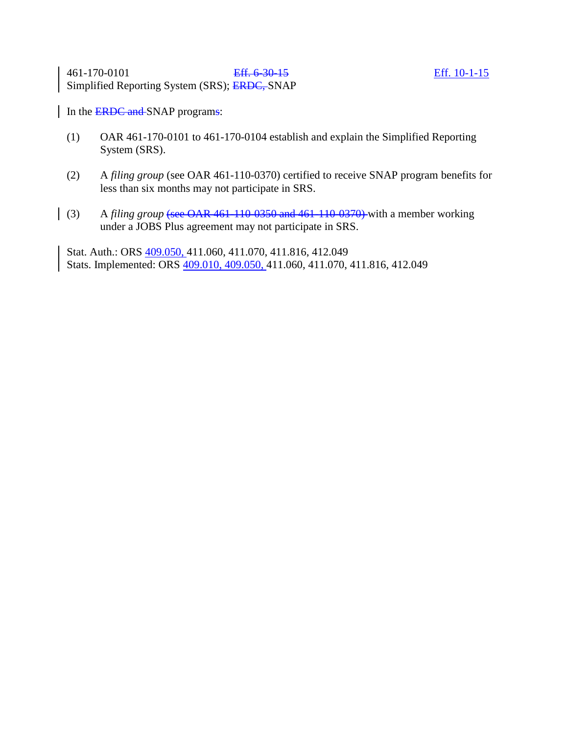461-170-0101 ~~Eff. 6-30-15~~ Eff. 10-1-15
Simplified Reporting System (SRS); ~~ERDC,~~ SNAP

In the ~~ERDC and~~ SNAP program~~s~~:

(1) OAR 461-170-0101 to 461-170-0104 establish and explain the Simplified Reporting System (SRS).

(2) A *filing group* (see OAR 461-110-0370) certified to receive SNAP program benefits for less than six months may not participate in SRS.

(3) A *filing group* ~~(see OAR 461-110-0350 and 461-110-0370)~~ with a member working under a JOBS Plus agreement may not participate in SRS.

Stat. Auth.: ORS 409.050, 411.060, 411.070, 411.816, 412.049
Stats. Implemented: ORS 409.010, 409.050, 411.060, 411.070, 411.816, 412.049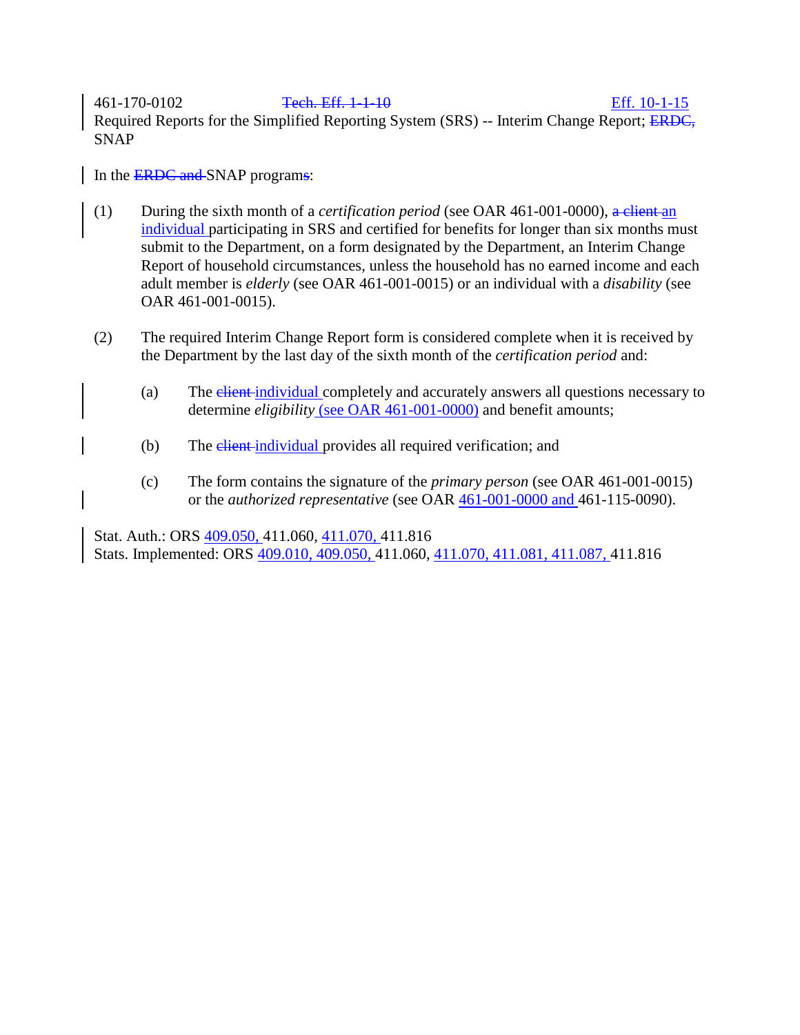461-170-0102 ~~Tech. Eff. 1-1-10~~ Eff. 10-1-15

Required Reports for the Simplified Reporting System (SRS) -- Interim Change Report; ~~ERDC,~~ SNAP

In the ~~ERDC and~~ SNAP program~~s~~:

(1) During the sixth month of a *certification period* (see OAR 461-001-0000), ~~a client~~ an individual participating in SRS and certified for benefits for longer than six months must submit to the Department, on a form designated by the Department, an Interim Change Report of household circumstances, unless the household has no earned income and each adult member is *elderly* (see OAR 461-001-0015) or an individual with a *disability* (see OAR 461-001-0015).

(2) The required Interim Change Report form is considered complete when it is received by the Department by the last day of the sixth month of the *certification period* and:

(a) The ~~client~~ individual completely and accurately answers all questions necessary to determine *eligibility* (see OAR 461-001-0000) and benefit amounts;

(b) The ~~client~~ individual provides all required verification; and

(c) The form contains the signature of the *primary person* (see OAR 461-001-0015) or the *authorized representative* (see OAR 461-001-0000 and 461-115-0090).

Stat. Auth.: ORS 409.050, 411.060, 411.070, 411.816

Stats. Implemented: ORS 409.010, 409.050, 411.060, 411.070, 411.081, 411.087, 411.816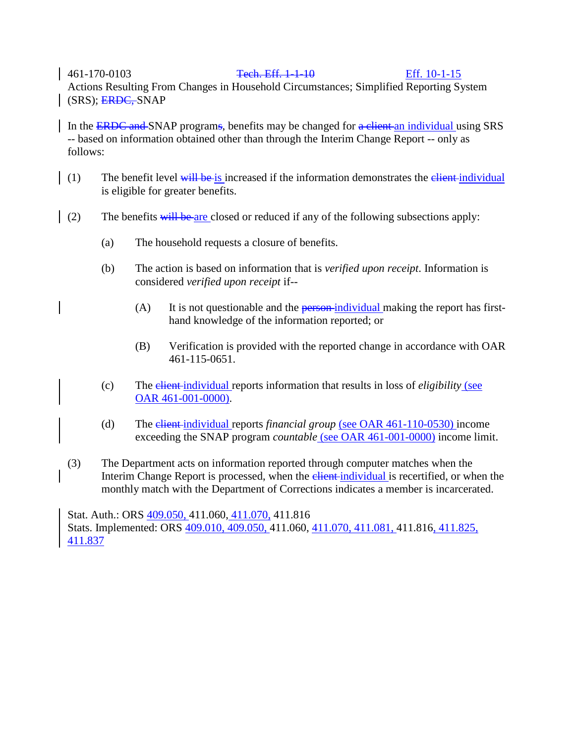461-170-0103 ~~Tech. Eff. 1-1-10~~ Eff. 10-1-15

Actions Resulting From Changes in Household Circumstances; Simplified Reporting System (SRS); ~~ERDC,~~ SNAP

In the ~~ERDC and~~ SNAP program~~s~~, benefits may be changed for ~~a client~~ an individual using SRS -- based on information obtained other than through the Interim Change Report -- only as follows:

(1) The benefit level ~~will be~~ is increased if the information demonstrates the ~~client~~ individual is eligible for greater benefits.

(2) The benefits ~~will be~~ are closed or reduced if any of the following subsections apply:

(a) The household requests a closure of benefits.

(b) The action is based on information that is *verified upon receipt*. Information is considered *verified upon receipt* if--

(A) It is not questionable and the ~~person~~ individual making the report has first-hand knowledge of the information reported; or

(B) Verification is provided with the reported change in accordance with OAR 461-115-0651.

(c) The ~~client~~ individual reports information that results in loss of *eligibility* (see OAR 461-001-0000).

(d) The ~~client~~ individual reports *financial group* (see OAR 461-110-0530) income exceeding the SNAP program *countable* (see OAR 461-001-0000) income limit.

(3) The Department acts on information reported through computer matches when the Interim Change Report is processed, when the ~~client~~ individual is recertified, or when the monthly match with the Department of Corrections indicates a member is incarcerated.

Stat. Auth.: ORS 409.050, 411.060, 411.070, 411.816

Stats. Implemented: ORS 409.010, 409.050, 411.060, 411.070, 411.081, 411.816, 411.825, 411.837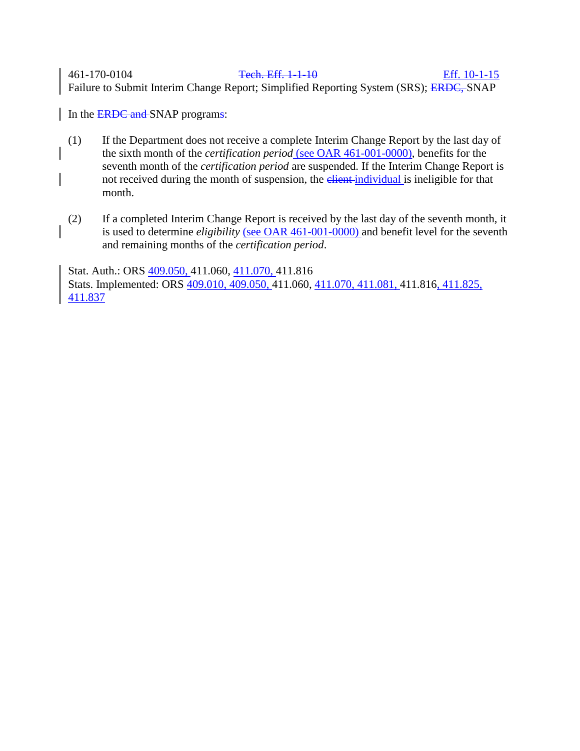461-170-0104 ~~Tech. Eff. 1-1-10~~ Eff. 10-1-15

Failure to Submit Interim Change Report; Simplified Reporting System (SRS); ~~ERDC,~~ SNAP

In the ~~ERDC and~~ SNAP program~~s~~:

(1) If the Department does not receive a complete Interim Change Report by the last day of the sixth month of the *certification period* (see OAR 461-001-0000), benefits for the seventh month of the *certification period* are suspended. If the Interim Change Report is not received during the month of suspension, the ~~client~~ individual is ineligible for that month.

(2) If a completed Interim Change Report is received by the last day of the seventh month, it is used to determine *eligibility* (see OAR 461-001-0000) and benefit level for the seventh and remaining months of the *certification period*.

Stat. Auth.: ORS 409.050, 411.060, 411.070, 411.816

Stats. Implemented: ORS 409.010, 409.050, 411.060, 411.070, 411.081, 411.816, 411.825, 411.837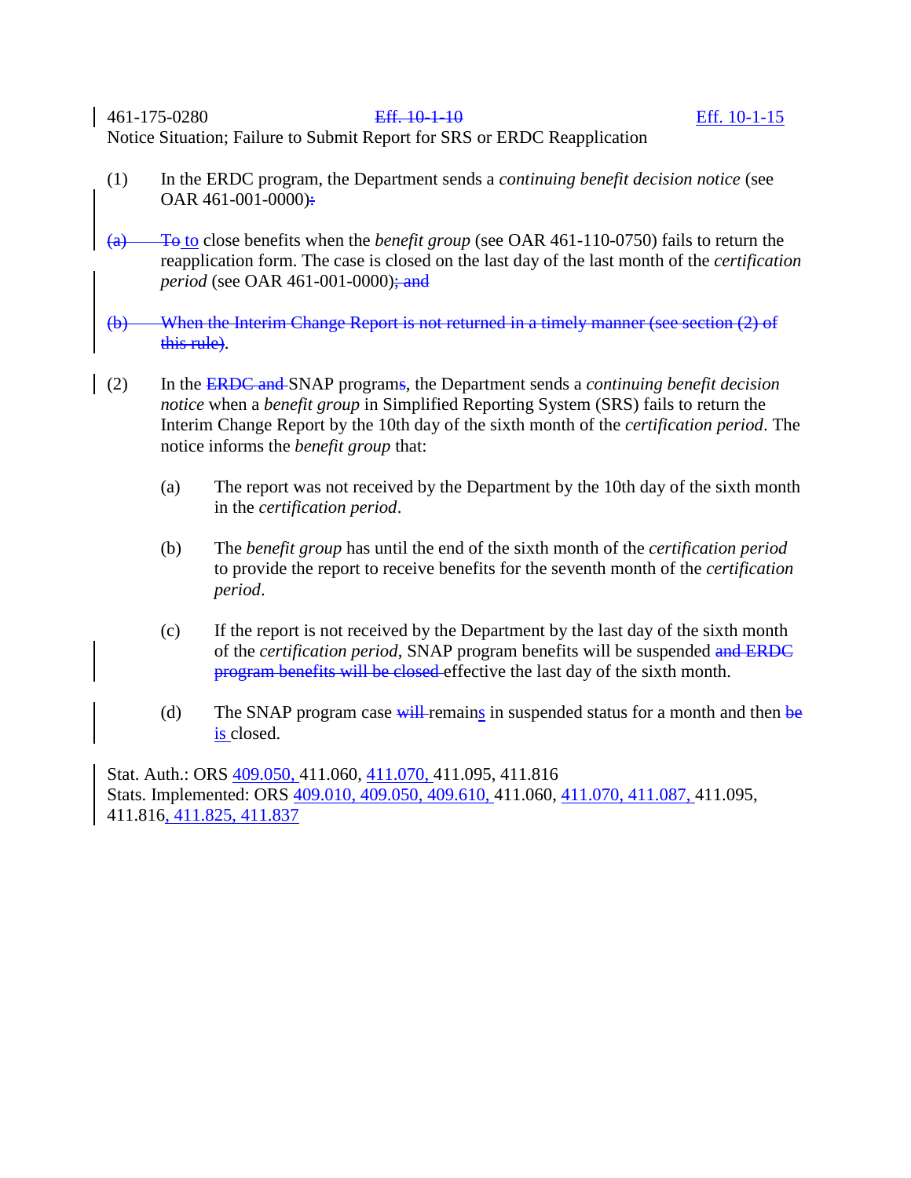461-175-0280 ~~Eff. 10-1-10~~ Eff. 10-1-15

Notice Situation; Failure to Submit Report for SRS or ERDC Reapplication

(1) In the ERDC program, the Department sends a *continuing benefit decision notice* (see OAR 461-001-0000)~~:~~

~~(a)~~ ~~To~~ to close benefits when the *benefit group* (see OAR 461-110-0750) fails to return the reapplication form. The case is closed on the last day of the last month of the *certification period* (see OAR 461-001-0000)~~; and~~

~~(b) When the Interim Change Report is not returned in a timely manner (see section (2) of this rule)~~.

(2) In the ~~ERDC and~~ SNAP program~~s~~, the Department sends a *continuing benefit decision notice* when a *benefit group* in Simplified Reporting System (SRS) fails to return the Interim Change Report by the 10th day of the sixth month of the *certification period*. The notice informs the *benefit group* that:

(a) The report was not received by the Department by the 10th day of the sixth month in the *certification period*.

(b) The *benefit group* has until the end of the sixth month of the *certification period* to provide the report to receive benefits for the seventh month of the *certification period*.

(c) If the report is not received by the Department by the last day of the sixth month of the *certification period*, SNAP program benefits will be suspended ~~and ERDC program benefits will be closed~~ effective the last day of the sixth month.

(d) The SNAP program case ~~will~~ remains in suspended status for a month and then ~~be~~ is closed.

Stat. Auth.: ORS 409.050, 411.060, 411.070, 411.095, 411.816

Stats. Implemented: ORS 409.010, 409.050, 409.610, 411.060, 411.070, 411.087, 411.095, 411.816, 411.825, 411.837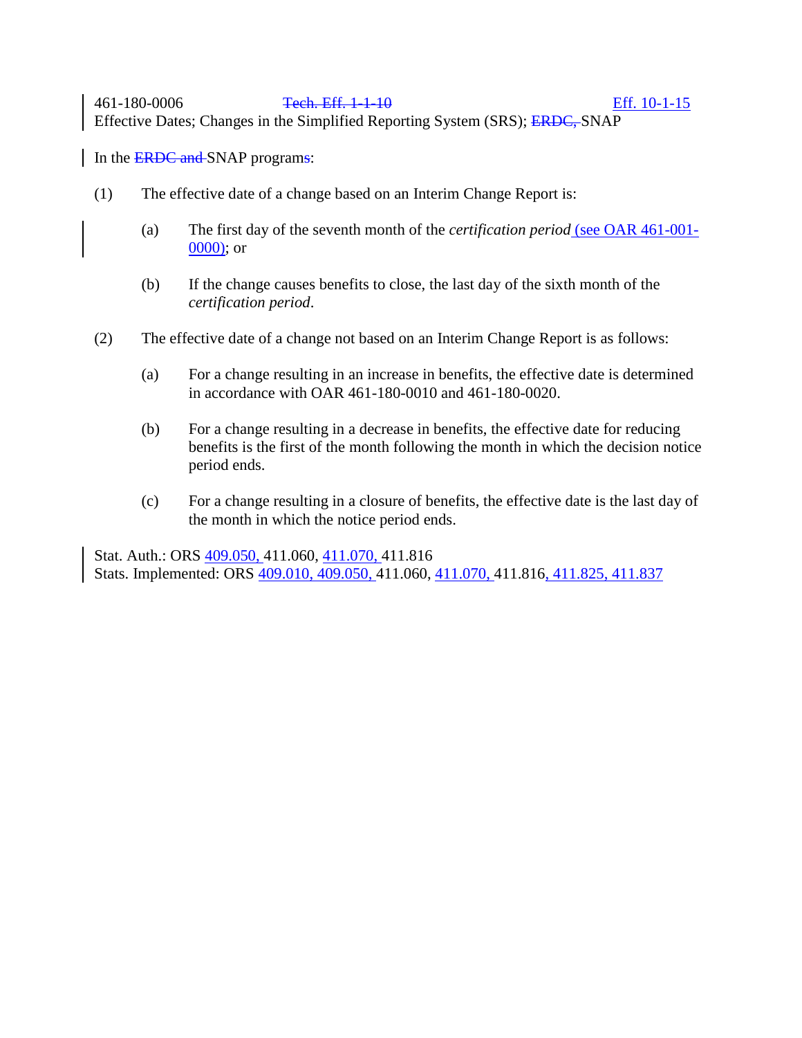461-180-0006 ~~Tech. Eff. 1-1-10~~ Eff. 10-1-15

Effective Dates; Changes in the Simplified Reporting System (SRS); ~~ERDC,~~ SNAP

In the ~~ERDC and~~ SNAP program~~s~~:

(1) The effective date of a change based on an Interim Change Report is:

(a) The first day of the seventh month of the *certification period* (see OAR 461-001-0000); or

(b) If the change causes benefits to close, the last day of the sixth month of the *certification period*.

(2) The effective date of a change not based on an Interim Change Report is as follows:

(a) For a change resulting in an increase in benefits, the effective date is determined in accordance with OAR 461-180-0010 and 461-180-0020.

(b) For a change resulting in a decrease in benefits, the effective date for reducing benefits is the first of the month following the month in which the decision notice period ends.

(c) For a change resulting in a closure of benefits, the effective date is the last day of the month in which the notice period ends.

Stat. Auth.: ORS 409.050, 411.060, 411.070, 411.816
Stats. Implemented: ORS 409.010, 409.050, 411.060, 411.070, 411.816, 411.825, 411.837